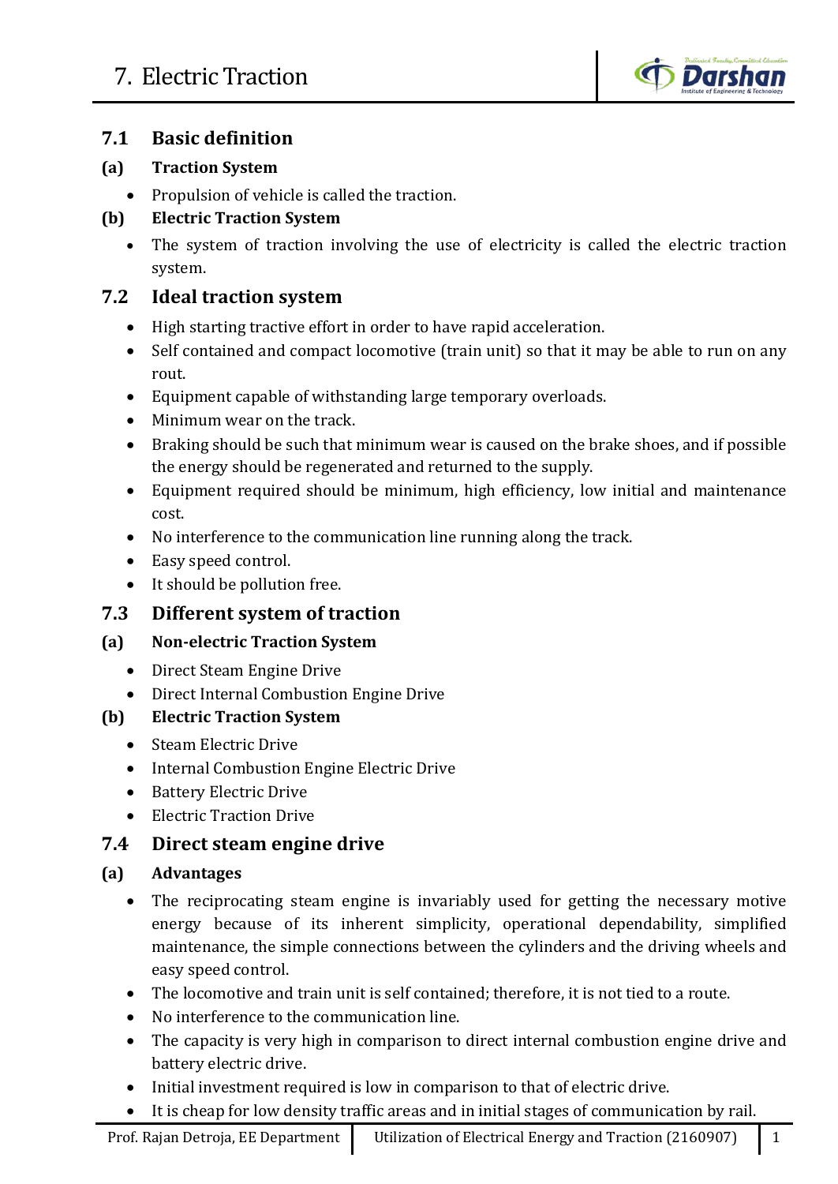# 7. Electric Traction

## 7.1 Basic definition

### (a) Traction System

- Propulsion of vehicle is called the traction.

### (b) Electric Traction System

- The system of traction involving the use of electricity is called the electric traction system.

## 7.2 Ideal traction system

- High starting tractive effort in order to have rapid acceleration.
- Self contained and compact locomotive (train unit) so that it may be able to run on any rout.
- Equipment capable of withstanding large temporary overloads.
- Minimum wear on the track.
- Braking should be such that minimum wear is caused on the brake shoes, and if possible the energy should be regenerated and returned to the supply.
- Equipment required should be minimum, high efficiency, low initial and maintenance cost.
- No interference to the communication line running along the track.
- Easy speed control.
- It should be pollution free.

## 7.3 Different system of traction

### (a) Non-electric Traction System

- Direct Steam Engine Drive
- Direct Internal Combustion Engine Drive

### (b) Electric Traction System

- Steam Electric Drive
- Internal Combustion Engine Electric Drive
- Battery Electric Drive
- Electric Traction Drive

## 7.4 Direct steam engine drive

### (a) Advantages

- The reciprocating steam engine is invariably used for getting the necessary motive energy because of its inherent simplicity, operational dependability, simplified maintenance, the simple connections between the cylinders and the driving wheels and easy speed control.
- The locomotive and train unit is self contained; therefore, it is not tied to a route.
- No interference to the communication line.
- The capacity is very high in comparison to direct internal combustion engine drive and battery electric drive.
- Initial investment required is low in comparison to that of electric drive.
- It is cheap for low density traffic areas and in initial stages of communication by rail.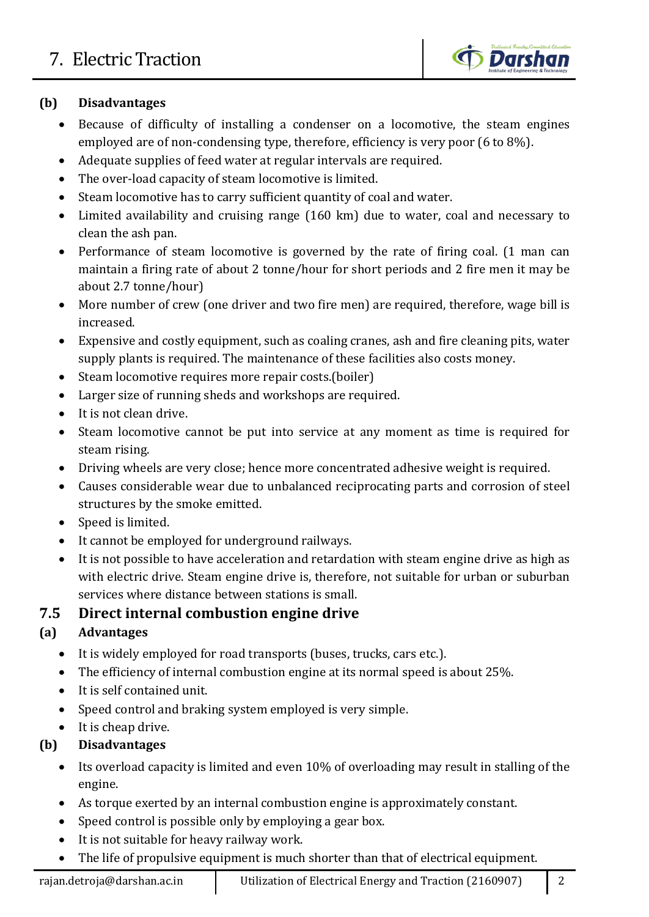**(b) Disadvantages**

- Because of difficulty of installing a condenser on a locomotive, the steam engines employed are of non-condensing type, therefore, efficiency is very poor (6 to 8%).
- Adequate supplies of feed water at regular intervals are required.
- The over-load capacity of steam locomotive is limited.
- Steam locomotive has to carry sufficient quantity of coal and water.
- Limited availability and cruising range (160 km) due to water, coal and necessary to clean the ash pan.
- Performance of steam locomotive is governed by the rate of firing coal. (1 man can maintain a firing rate of about 2 tonne/hour for short periods and 2 fire men it may be about 2.7 tonne/hour)
- More number of crew (one driver and two fire men) are required, therefore, wage bill is increased.
- Expensive and costly equipment, such as coaling cranes, ash and fire cleaning pits, water supply plants is required. The maintenance of these facilities also costs money.
- Steam locomotive requires more repair costs.(boiler)
- Larger size of running sheds and workshops are required.
- It is not clean drive.
- Steam locomotive cannot be put into service at any moment as time is required for steam rising.
- Driving wheels are very close; hence more concentrated adhesive weight is required.
- Causes considerable wear due to unbalanced reciprocating parts and corrosion of steel structures by the smoke emitted.
- Speed is limited.
- It cannot be employed for underground railways.
- It is not possible to have acceleration and retardation with steam engine drive as high as with electric drive. Steam engine drive is, therefore, not suitable for urban or suburban services where distance between stations is small.

## 7.5 Direct internal combustion engine drive

**(a) Advantages**

- It is widely employed for road transports (buses, trucks, cars etc.).
- The efficiency of internal combustion engine at its normal speed is about 25%.
- It is self contained unit.
- Speed control and braking system employed is very simple.
- It is cheap drive.

**(b) Disadvantages**

- Its overload capacity is limited and even 10% of overloading may result in stalling of the engine.
- As torque exerted by an internal combustion engine is approximately constant.
- Speed control is possible only by employing a gear box.
- It is not suitable for heavy railway work.
- The life of propulsive equipment is much shorter than that of electrical equipment.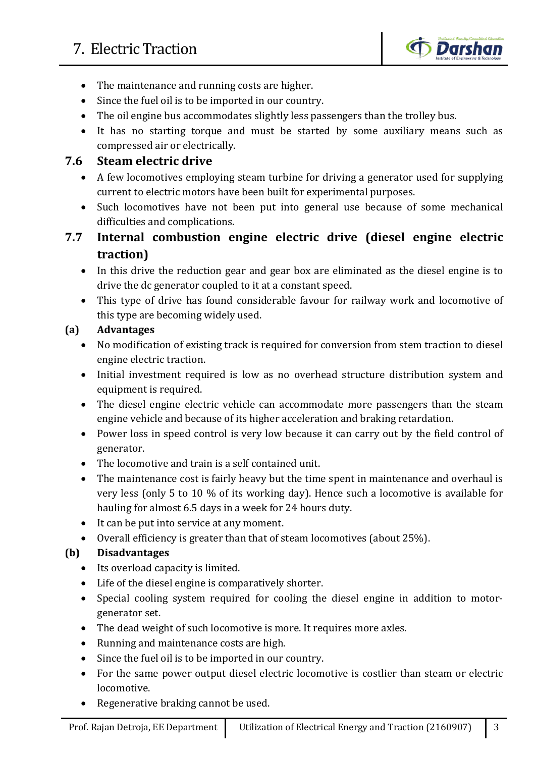- The maintenance and running costs are higher.
- Since the fuel oil is to be imported in our country.
- The oil engine bus accommodates slightly less passengers than the trolley bus.
- It has no starting torque and must be started by some auxiliary means such as compressed air or electrically.

## 7.6 Steam electric drive

- A few locomotives employing steam turbine for driving a generator used for supplying current to electric motors have been built for experimental purposes.
- Such locomotives have not been put into general use because of some mechanical difficulties and complications.

## 7.7 Internal combustion engine electric drive (diesel engine electric traction)

- In this drive the reduction gear and gear box are eliminated as the diesel engine is to drive the dc generator coupled to it at a constant speed.
- This type of drive has found considerable favour for railway work and locomotive of this type are becoming widely used.

### (a) Advantages

- No modification of existing track is required for conversion from stem traction to diesel engine electric traction.
- Initial investment required is low as no overhead structure distribution system and equipment is required.
- The diesel engine electric vehicle can accommodate more passengers than the steam engine vehicle and because of its higher acceleration and braking retardation.
- Power loss in speed control is very low because it can carry out by the field control of generator.
- The locomotive and train is a self contained unit.
- The maintenance cost is fairly heavy but the time spent in maintenance and overhaul is very less (only 5 to 10 % of its working day). Hence such a locomotive is available for hauling for almost 6.5 days in a week for 24 hours duty.
- It can be put into service at any moment.
- Overall efficiency is greater than that of steam locomotives (about 25%).

### (b) Disadvantages

- Its overload capacity is limited.
- Life of the diesel engine is comparatively shorter.
- Special cooling system required for cooling the diesel engine in addition to motor-generator set.
- The dead weight of such locomotive is more. It requires more axles.
- Running and maintenance costs are high.
- Since the fuel oil is to be imported in our country.
- For the same power output diesel electric locomotive is costlier than steam or electric locomotive.
- Regenerative braking cannot be used.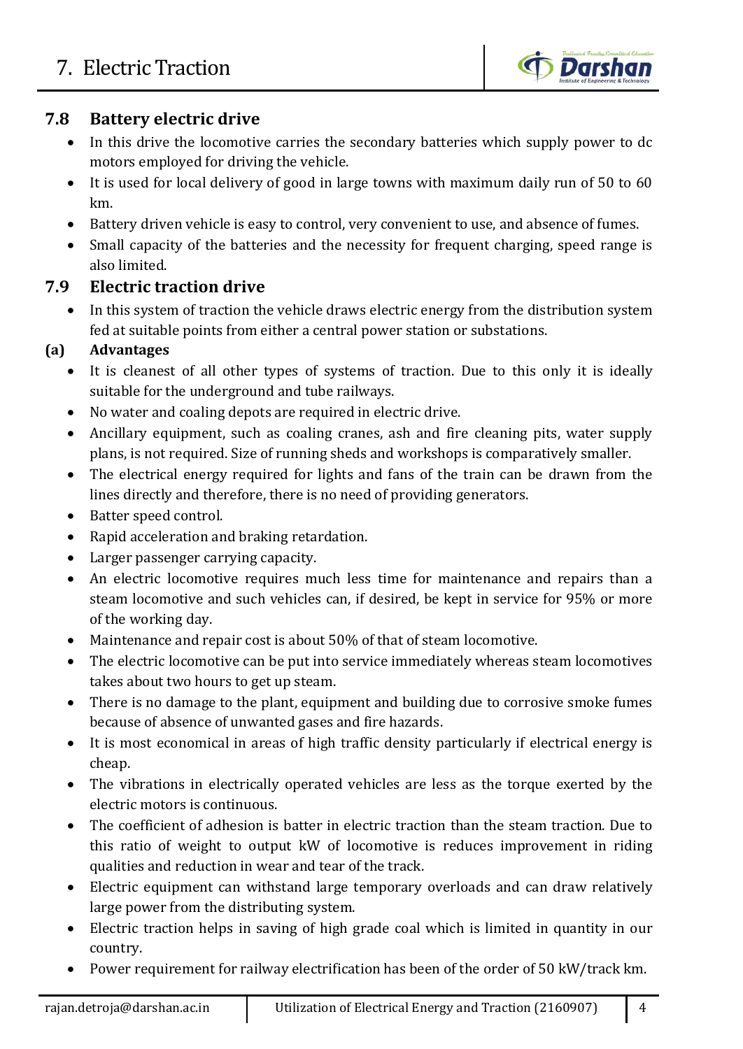## 7.8 Battery electric drive

- In this drive the locomotive carries the secondary batteries which supply power to dc motors employed for driving the vehicle.
- It is used for local delivery of good in large towns with maximum daily run of 50 to 60 km.
- Battery driven vehicle is easy to control, very convenient to use, and absence of fumes.
- Small capacity of the batteries and the necessity for frequent charging, speed range is also limited.

## 7.9 Electric traction drive

- In this system of traction the vehicle draws electric energy from the distribution system fed at suitable points from either a central power station or substations.

### (a) Advantages

- It is cleanest of all other types of systems of traction. Due to this only it is ideally suitable for the underground and tube railways.
- No water and coaling depots are required in electric drive.
- Ancillary equipment, such as coaling cranes, ash and fire cleaning pits, water supply plans, is not required. Size of running sheds and workshops is comparatively smaller.
- The electrical energy required for lights and fans of the train can be drawn from the lines directly and therefore, there is no need of providing generators.
- Batter speed control.
- Rapid acceleration and braking retardation.
- Larger passenger carrying capacity.
- An electric locomotive requires much less time for maintenance and repairs than a steam locomotive and such vehicles can, if desired, be kept in service for 95% or more of the working day.
- Maintenance and repair cost is about 50% of that of steam locomotive.
- The electric locomotive can be put into service immediately whereas steam locomotives takes about two hours to get up steam.
- There is no damage to the plant, equipment and building due to corrosive smoke fumes because of absence of unwanted gases and fire hazards.
- It is most economical in areas of high traffic density particularly if electrical energy is cheap.
- The vibrations in electrically operated vehicles are less as the torque exerted by the electric motors is continuous.
- The coefficient of adhesion is batter in electric traction than the steam traction. Due to this ratio of weight to output kW of locomotive is reduces improvement in riding qualities and reduction in wear and tear of the track.
- Electric equipment can withstand large temporary overloads and can draw relatively large power from the distributing system.
- Electric traction helps in saving of high grade coal which is limited in quantity in our country.
- Power requirement for railway electrification has been of the order of 50 kW/track km.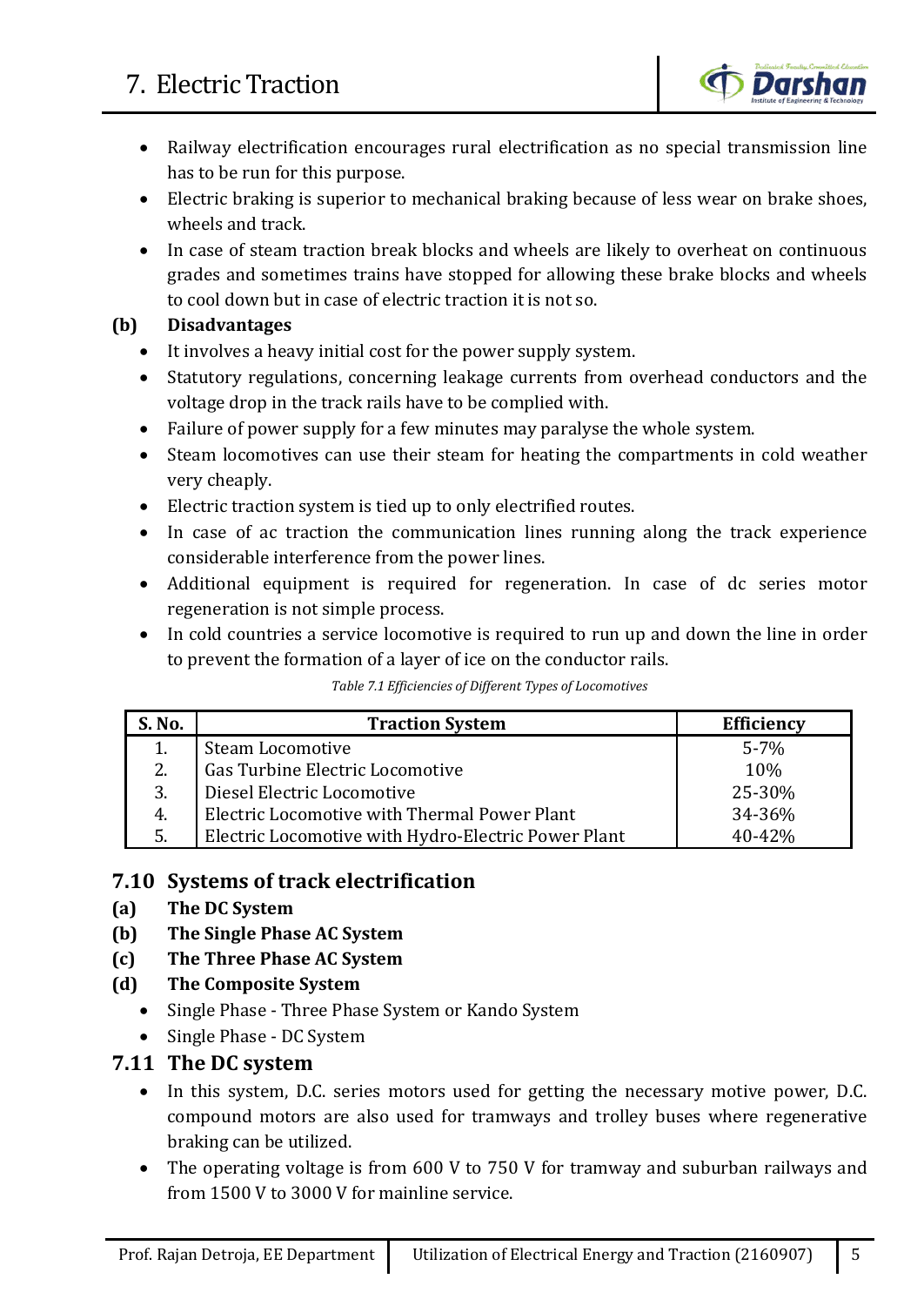- Railway electrification encourages rural electrification as no special transmission line has to be run for this purpose.
- Electric braking is superior to mechanical braking because of less wear on brake shoes, wheels and track.
- In case of steam traction break blocks and wheels are likely to overheat on continuous grades and sometimes trains have stopped for allowing these brake blocks and wheels to cool down but in case of electric traction it is not so.

**(b) Disadvantages**

- It involves a heavy initial cost for the power supply system.
- Statutory regulations, concerning leakage currents from overhead conductors and the voltage drop in the track rails have to be complied with.
- Failure of power supply for a few minutes may paralyse the whole system.
- Steam locomotives can use their steam for heating the compartments in cold weather very cheaply.
- Electric traction system is tied up to only electrified routes.
- In case of ac traction the communication lines running along the track experience considerable interference from the power lines.
- Additional equipment is required for regeneration. In case of dc series motor regeneration is not simple process.
- In cold countries a service locomotive is required to run up and down the line in order to prevent the formation of a layer of ice on the conductor rails.

*Table 7.1 Efficiencies of Different Types of Locomotives*

| S. No. | Traction System | Efficiency |
|---|---|---|
| 1. | Steam Locomotive | 5-7% |
| 2. | Gas Turbine Electric Locomotive | 10% |
| 3. | Diesel Electric Locomotive | 25-30% |
| 4. | Electric Locomotive with Thermal Power Plant | 34-36% |
| 5. | Electric Locomotive with Hydro-Electric Power Plant | 40-42% |

## 7.10 Systems of track electrification

**(a) The DC System**

**(b) The Single Phase AC System**

**(c) The Three Phase AC System**

**(d) The Composite System**

- Single Phase - Three Phase System or Kando System
- Single Phase - DC System

## 7.11 The DC system

- In this system, D.C. series motors used for getting the necessary motive power, D.C. compound motors are also used for tramways and trolley buses where regenerative braking can be utilized.
- The operating voltage is from 600 V to 750 V for tramway and suburban railways and from 1500 V to 3000 V for mainline service.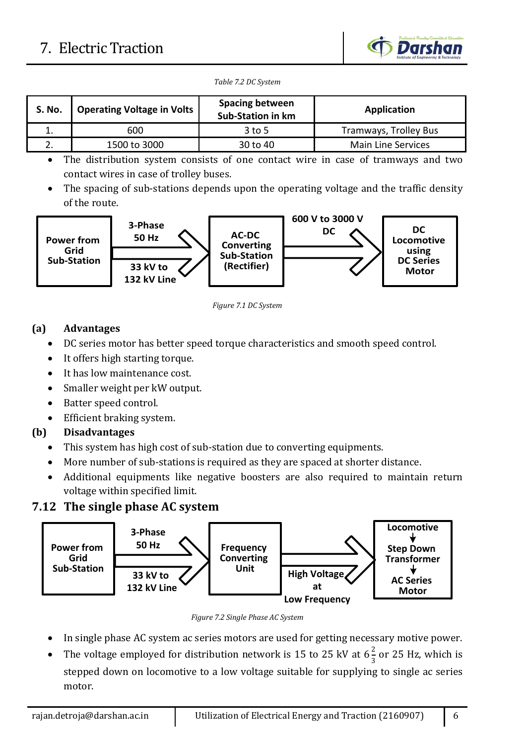*Table 7.2 DC System*

| S. No. | Operating Voltage in Volts | Spacing between Sub-Station in km | Application |
|---|---|---|---|
| 1. | 600 | 3 to 5 | Tramways, Trolley Bus |
| 2. | 1500 to 3000 | 30 to 40 | Main Line Services |

- The distribution system consists of one contact wire in case of tramways and two contact wires in case of trolley buses.
- The spacing of sub-stations depends upon the operating voltage and the traffic density of the route.

Power from Grid Sub-Station → 3-Phase 50 Hz, 33 kV to 132 kV Line → AC-DC Converting Sub-Station (Rectifier) → 600 V to 3000 V DC → DC Locomotive using DC Series Motor

*Figure 7.1 DC System*

### (a) Advantages

- DC series motor has better speed torque characteristics and smooth speed control.
- It offers high starting torque.
- It has low maintenance cost.
- Smaller weight per kW output.
- Batter speed control.
- Efficient braking system.

### (b) Disadvantages

- This system has high cost of sub-station due to converting equipments.
- More number of sub-stations is required as they are spaced at shorter distance.
- Additional equipments like negative boosters are also required to maintain return voltage within specified limit.

## 7.12 The single phase AC system

Power from Grid Sub-Station → 3-Phase 50 Hz, 33 kV to 132 kV Line → Frequency Converting Unit → High Voltage at Low Frequency → Locomotive: Step Down Transformer → AC Series Motor

*Figure 7.2 Single Phase AC System*

- In single phase AC system ac series motors are used for getting necessary motive power.
- The voltage employed for distribution network is 15 to 25 kV at $6\frac{2}{3}$ or 25 Hz, which is stepped down on locomotive to a low voltage suitable for supplying to single ac series motor.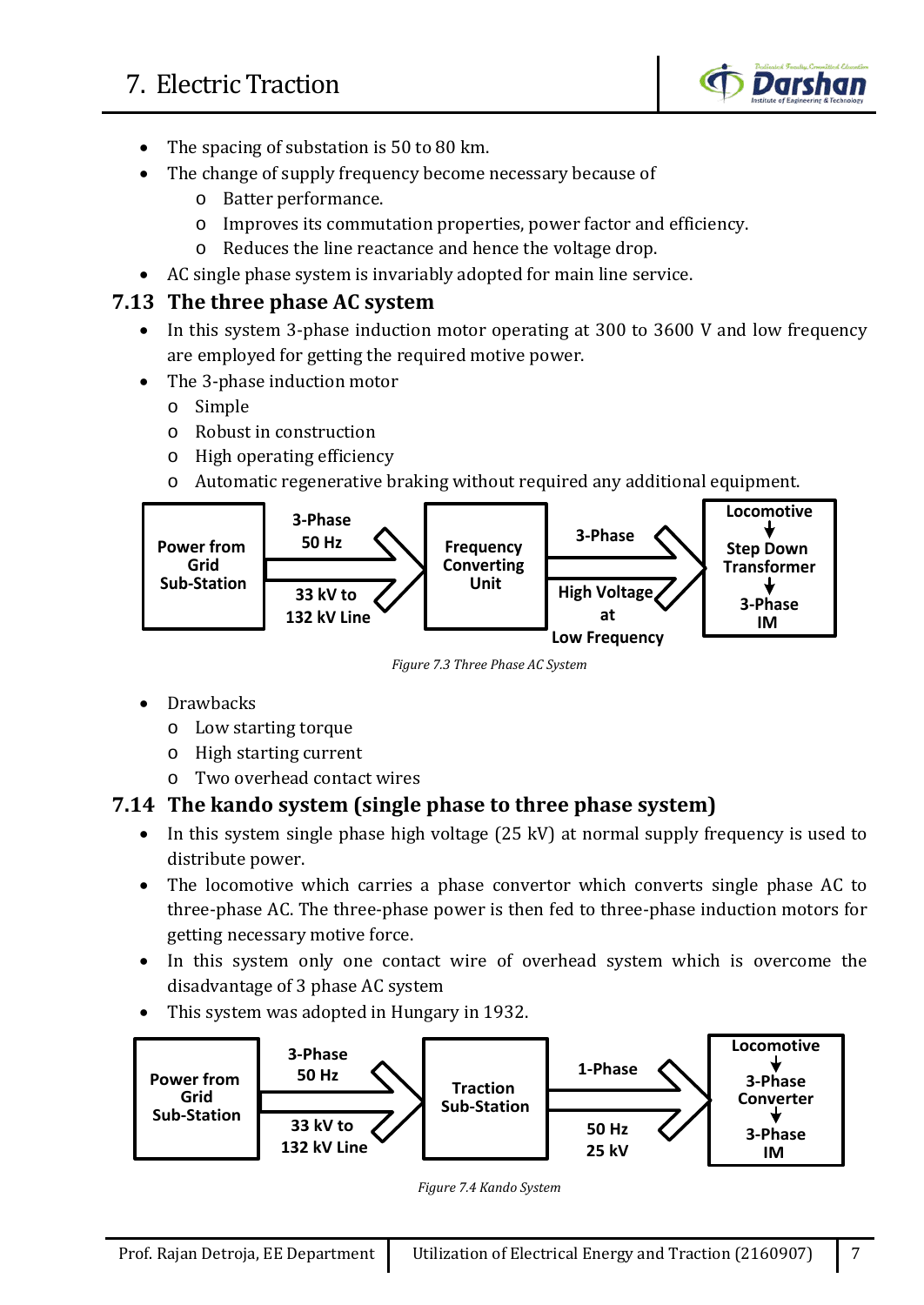- The spacing of substation is 50 to 80 km.
- The change of supply frequency become necessary because of
    - Batter performance.
    - Improves its commutation properties, power factor and efficiency.
    - Reduces the line reactance and hence the voltage drop.
- AC single phase system is invariably adopted for main line service.

## 7.13 The three phase AC system

- In this system 3-phase induction motor operating at 300 to 3600 V and low frequency are employed for getting the required motive power.
- The 3-phase induction motor
    - Simple
    - Robust in construction
    - High operating efficiency
    - Automatic regenerative braking without required any additional equipment.

Power from Grid Sub-Station → 3-Phase 50 Hz, 33 kV to 132 kV Line → Frequency Converting Unit → 3-Phase High Voltage at Low Frequency → Locomotive: Step Down Transformer → 3-Phase IM

*Figure 7.3 Three Phase AC System*

- Drawbacks
    - Low starting torque
    - High starting current
    - Two overhead contact wires

## 7.14 The kando system (single phase to three phase system)

- In this system single phase high voltage (25 kV) at normal supply frequency is used to distribute power.
- The locomotive which carries a phase convertor which converts single phase AC to three-phase AC. The three-phase power is then fed to three-phase induction motors for getting necessary motive force.
- In this system only one contact wire of overhead system which is overcome the disadvantage of 3 phase AC system
- This system was adopted in Hungary in 1932.

Power from Grid Sub-Station → 3-Phase 50 Hz, 33 kV to 132 kV Line → Traction Sub-Station → 1-Phase 50 Hz 25 kV → Locomotive: 3-Phase Converter → 3-Phase IM

*Figure 7.4 Kando System*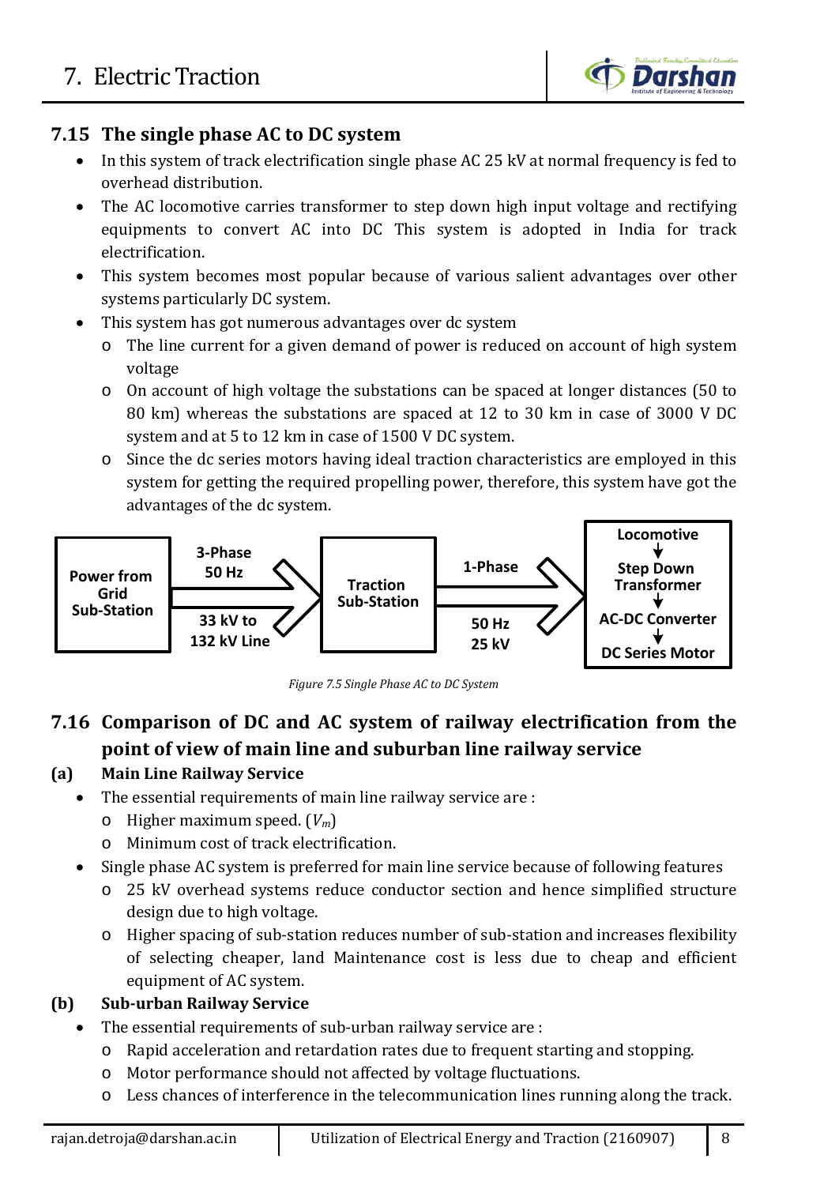## 7.15 The single phase AC to DC system

- In this system of track electrification single phase AC 25 kV at normal frequency is fed to overhead distribution.
- The AC locomotive carries transformer to step down high input voltage and rectifying equipments to convert AC into DC This system is adopted in India for track electrification.
- This system becomes most popular because of various salient advantages over other systems particularly DC system.
- This system has got numerous advantages over dc system
  - The line current for a given demand of power is reduced on account of high system voltage
  - On account of high voltage the substations can be spaced at longer distances (50 to 80 km) whereas the substations are spaced at 12 to 30 km in case of 3000 V DC system and at 5 to 12 km in case of 1500 V DC system.
  - Since the dc series motors having ideal traction characteristics are employed in this system for getting the required propelling power, therefore, this system have got the advantages of the dc system.

Power from Grid Sub-Station → (3-Phase 50 Hz, 33 kV to 132 kV Line) → Traction Sub-Station → (1-Phase 50 Hz 25 kV) → Locomotive → Step Down Transformer → AC-DC Converter → DC Series Motor

*Figure 7.5 Single Phase AC to DC System*

## 7.16 Comparison of DC and AC system of railway electrification from the point of view of main line and suburban line railway service

### (a) Main Line Railway Service

- The essential requirements of main line railway service are :
  - Higher maximum speed. ($V_m$)
  - Minimum cost of track electrification.
- Single phase AC system is preferred for main line service because of following features
  - 25 kV overhead systems reduce conductor section and hence simplified structure design due to high voltage.
  - Higher spacing of sub-station reduces number of sub-station and increases flexibility of selecting cheaper, land Maintenance cost is less due to cheap and efficient equipment of AC system.

### (b) Sub-urban Railway Service

- The essential requirements of sub-urban railway service are :
  - Rapid acceleration and retardation rates due to frequent starting and stopping.
  - Motor performance should not affected by voltage fluctuations.
  - Less chances of interference in the telecommunication lines running along the track.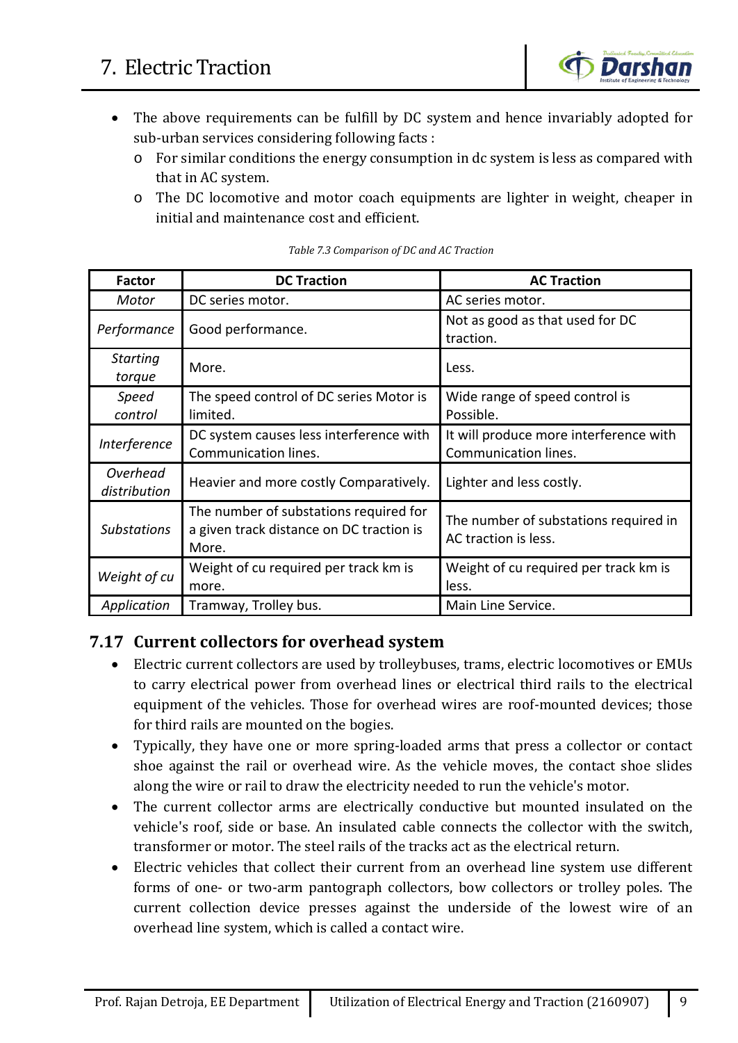- The above requirements can be fulfill by DC system and hence invariably adopted for sub-urban services considering following facts :
  - For similar conditions the energy consumption in dc system is less as compared with that in AC system.
  - The DC locomotive and motor coach equipments are lighter in weight, cheaper in initial and maintenance cost and efficient.

*Table 7.3 Comparison of DC and AC Traction*

| Factor | DC Traction | AC Traction |
|---|---|---|
| *Motor* | DC series motor. | AC series motor. |
| *Performance* | Good performance. | Not as good as that used for DC traction. |
| *Starting torque* | More. | Less. |
| *Speed control* | The speed control of DC series Motor is limited. | Wide range of speed control is Possible. |
| *Interference* | DC system causes less interference with Communication lines. | It will produce more interference with Communication lines. |
| *Overhead distribution* | Heavier and more costly Comparatively. | Lighter and less costly. |
| *Substations* | The number of substations required for a given track distance on DC traction is More. | The number of substations required in AC traction is less. |
| *Weight of cu* | Weight of cu required per track km is more. | Weight of cu required per track km is less. |
| *Application* | Tramway, Trolley bus. | Main Line Service. |

## 7.17 Current collectors for overhead system

- Electric current collectors are used by trolleybuses, trams, electric locomotives or EMUs to carry electrical power from overhead lines or electrical third rails to the electrical equipment of the vehicles. Those for overhead wires are roof-mounted devices; those for third rails are mounted on the bogies.
- Typically, they have one or more spring-loaded arms that press a collector or contact shoe against the rail or overhead wire. As the vehicle moves, the contact shoe slides along the wire or rail to draw the electricity needed to run the vehicle's motor.
- The current collector arms are electrically conductive but mounted insulated on the vehicle's roof, side or base. An insulated cable connects the collector with the switch, transformer or motor. The steel rails of the tracks act as the electrical return.
- Electric vehicles that collect their current from an overhead line system use different forms of one- or two-arm pantograph collectors, bow collectors or trolley poles. The current collection device presses against the underside of the lowest wire of an overhead line system, which is called a contact wire.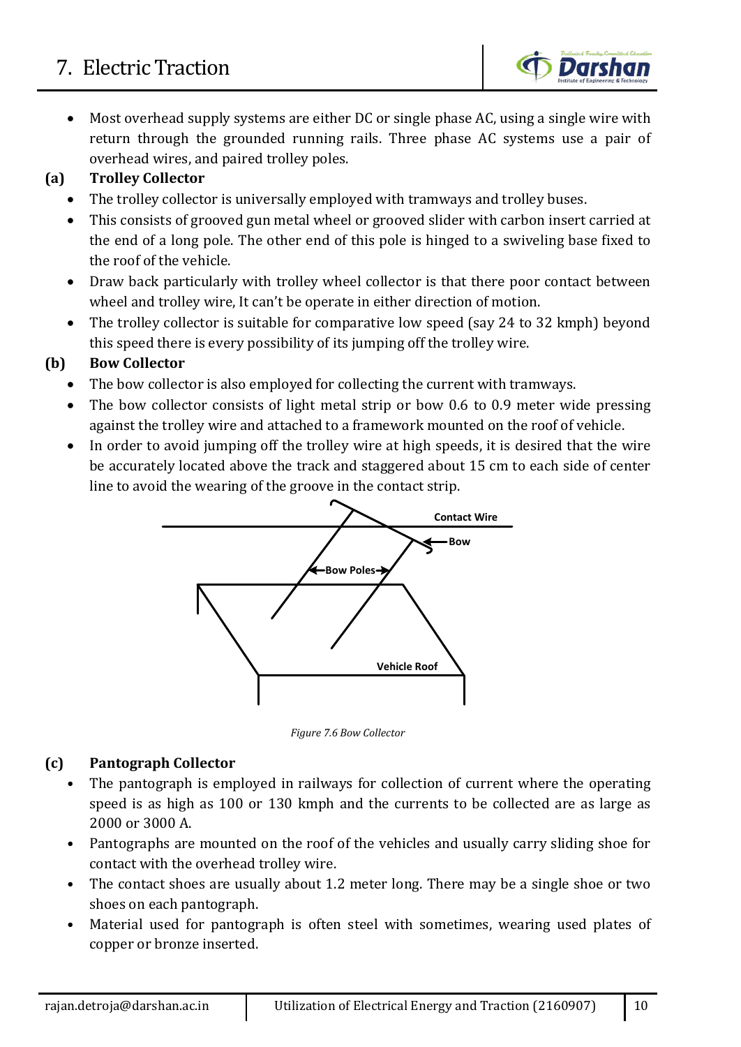- Most overhead supply systems are either DC or single phase AC, using a single wire with return through the grounded running rails. Three phase AC systems use a pair of overhead wires, and paired trolley poles.

**(a) Trolley Collector**

- The trolley collector is universally employed with tramways and trolley buses.
- This consists of grooved gun metal wheel or grooved slider with carbon insert carried at the end of a long pole. The other end of this pole is hinged to a swiveling base fixed to the roof of the vehicle.
- Draw back particularly with trolley wheel collector is that there poor contact between wheel and trolley wire, It can't be operate in either direction of motion.
- The trolley collector is suitable for comparative low speed (say 24 to 32 kmph) beyond this speed there is every possibility of its jumping off the trolley wire.

**(b) Bow Collector**

- The bow collector is also employed for collecting the current with tramways.
- The bow collector consists of light metal strip or bow 0.6 to 0.9 meter wide pressing against the trolley wire and attached to a framework mounted on the roof of vehicle.
- In order to avoid jumping off the trolley wire at high speeds, it is desired that the wire be accurately located above the track and staggered about 15 cm to each side of center line to avoid the wearing of the groove in the contact strip.

*Figure 7.6 Bow Collector*

**(c) Pantograph Collector**

- The pantograph is employed in railways for collection of current where the operating speed is as high as 100 or 130 kmph and the currents to be collected are as large as 2000 or 3000 A.
- Pantographs are mounted on the roof of the vehicles and usually carry sliding shoe for contact with the overhead trolley wire.
- The contact shoes are usually about 1.2 meter long. There may be a single shoe or two shoes on each pantograph.
- Material used for pantograph is often steel with sometimes, wearing used plates of copper or bronze inserted.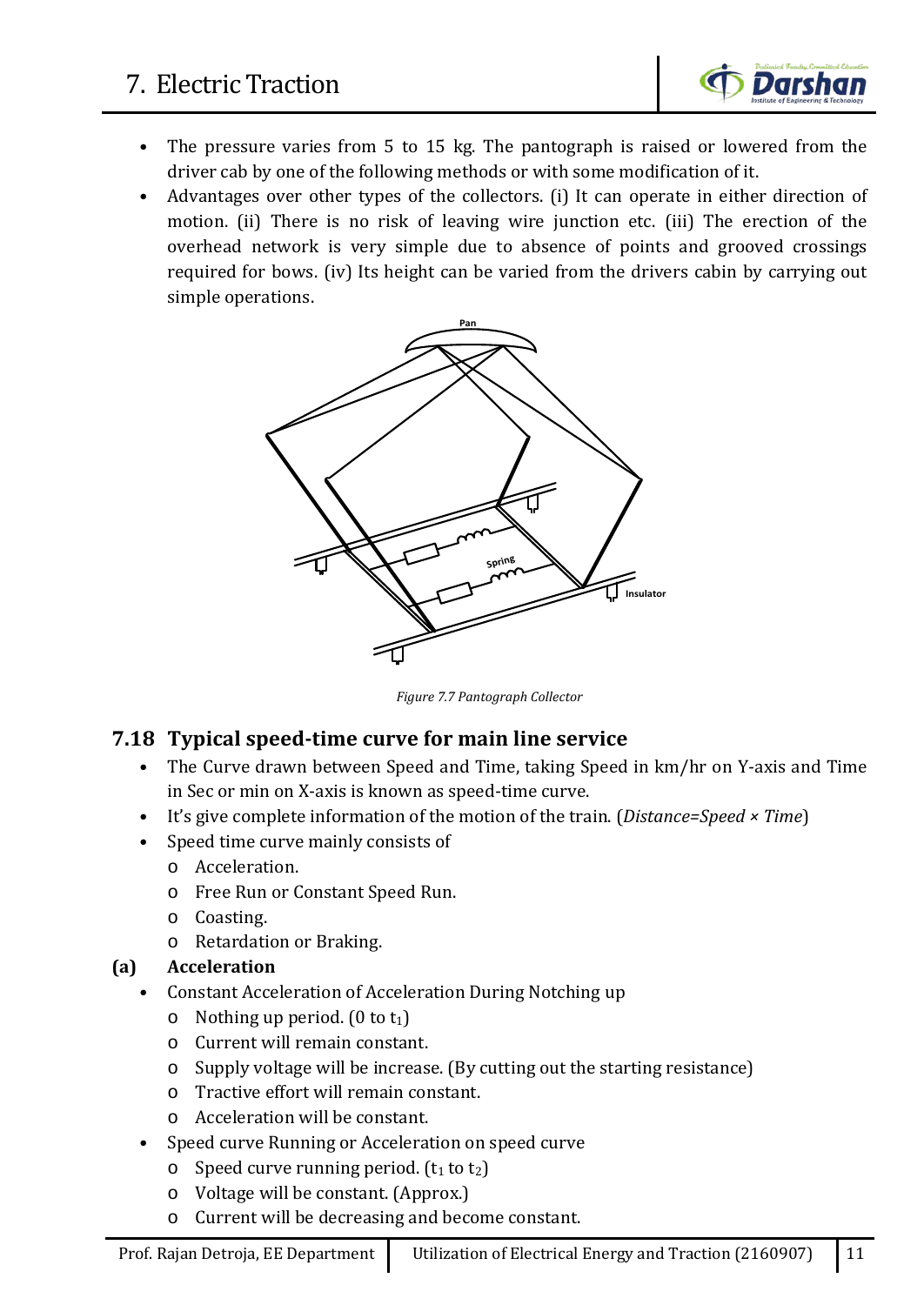- The pressure varies from 5 to 15 kg. The pantograph is raised or lowered from the driver cab by one of the following methods or with some modification of it.
- Advantages over other types of the collectors. (i) It can operate in either direction of motion. (ii) There is no risk of leaving wire junction etc. (iii) The erection of the overhead network is very simple due to absence of points and grooved crossings required for bows. (iv) Its height can be varied from the drivers cabin by carrying out simple operations.

*Figure 7.7 Pantograph Collector*

## 7.18 Typical speed-time curve for main line service

- The Curve drawn between Speed and Time, taking Speed in km/hr on Y-axis and Time in Sec or min on X-axis is known as speed-time curve.
- It's give complete information of the motion of the train. (*Distance=Speed × Time*)
- Speed time curve mainly consists of
  - Acceleration.
  - Free Run or Constant Speed Run.
  - Coasting.
  - Retardation or Braking.

### (a) Acceleration

- Constant Acceleration of Acceleration During Notching up
  - Nothing up period. (0 to $t_1$)
  - Current will remain constant.
  - Supply voltage will be increase. (By cutting out the starting resistance)
  - Tractive effort will remain constant.
  - Acceleration will be constant.
- Speed curve Running or Acceleration on speed curve
  - Speed curve running period. ($t_1$ to $t_2$)
  - Voltage will be constant. (Approx.)
  - Current will be decreasing and become constant.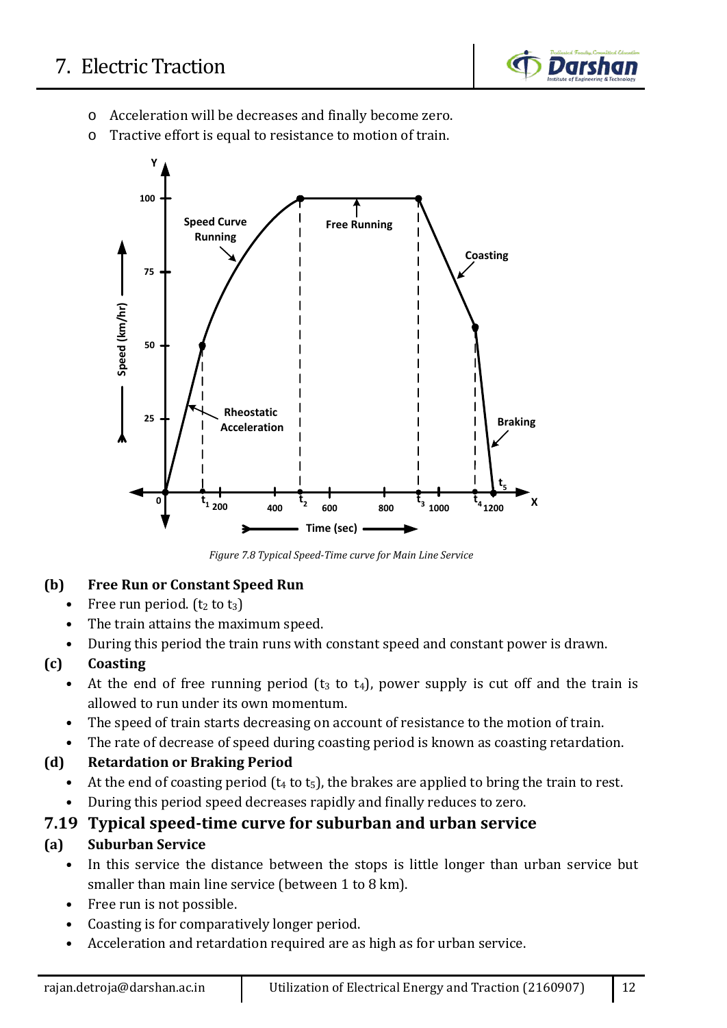- Acceleration will be decreases and finally become zero.
- Tractive effort is equal to resistance to motion of train.

*Figure 7.8 Typical Speed-Time curve for Main Line Service*

**(b) Free Run or Constant Speed Run**

- Free run period. ($t_2$ to $t_3$)
- The train attains the maximum speed.
- During this period the train runs with constant speed and constant power is drawn.

**(c) Coasting**

- At the end of free running period ($t_3$ to $t_4$), power supply is cut off and the train is allowed to run under its own momentum.
- The speed of train starts decreasing on account of resistance to the motion of train.
- The rate of decrease of speed during coasting period is known as coasting retardation.

**(d) Retardation or Braking Period**

- At the end of coasting period ($t_4$ to $t_5$), the brakes are applied to bring the train to rest.
- During this period speed decreases rapidly and finally reduces to zero.

## 7.19 Typical speed-time curve for suburban and urban service

**(a) Suburban Service**

- In this service the distance between the stops is little longer than urban service but smaller than main line service (between 1 to 8 km).
- Free run is not possible.
- Coasting is for comparatively longer period.
- Acceleration and retardation required are as high as for urban service.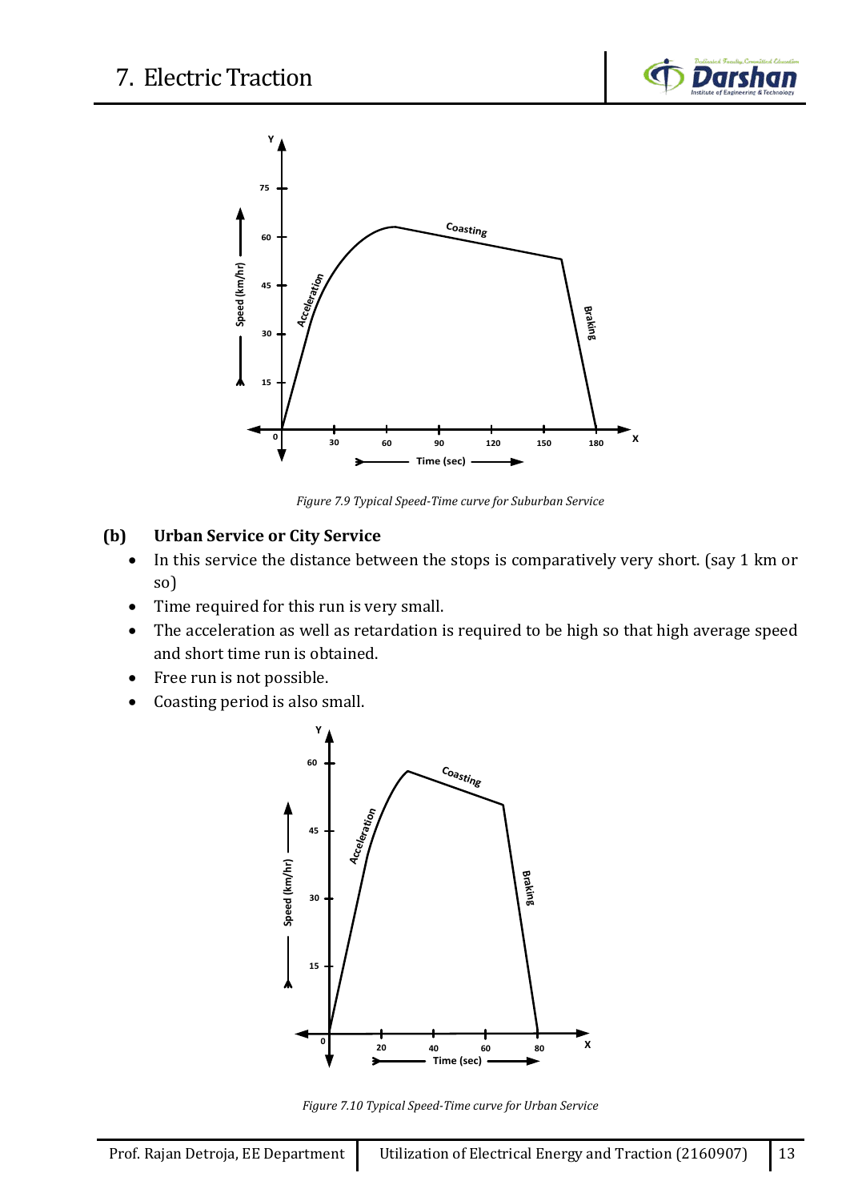*Figure 7.9 Typical Speed-Time curve for Suburban Service*

#### (b) Urban Service or City Service

- In this service the distance between the stops is comparatively very short. (say 1 km or so)
- Time required for this run is very small.
- The acceleration as well as retardation is required to be high so that high average speed and short time run is obtained.
- Free run is not possible.
- Coasting period is also small.

*Figure 7.10 Typical Speed-Time curve for Urban Service*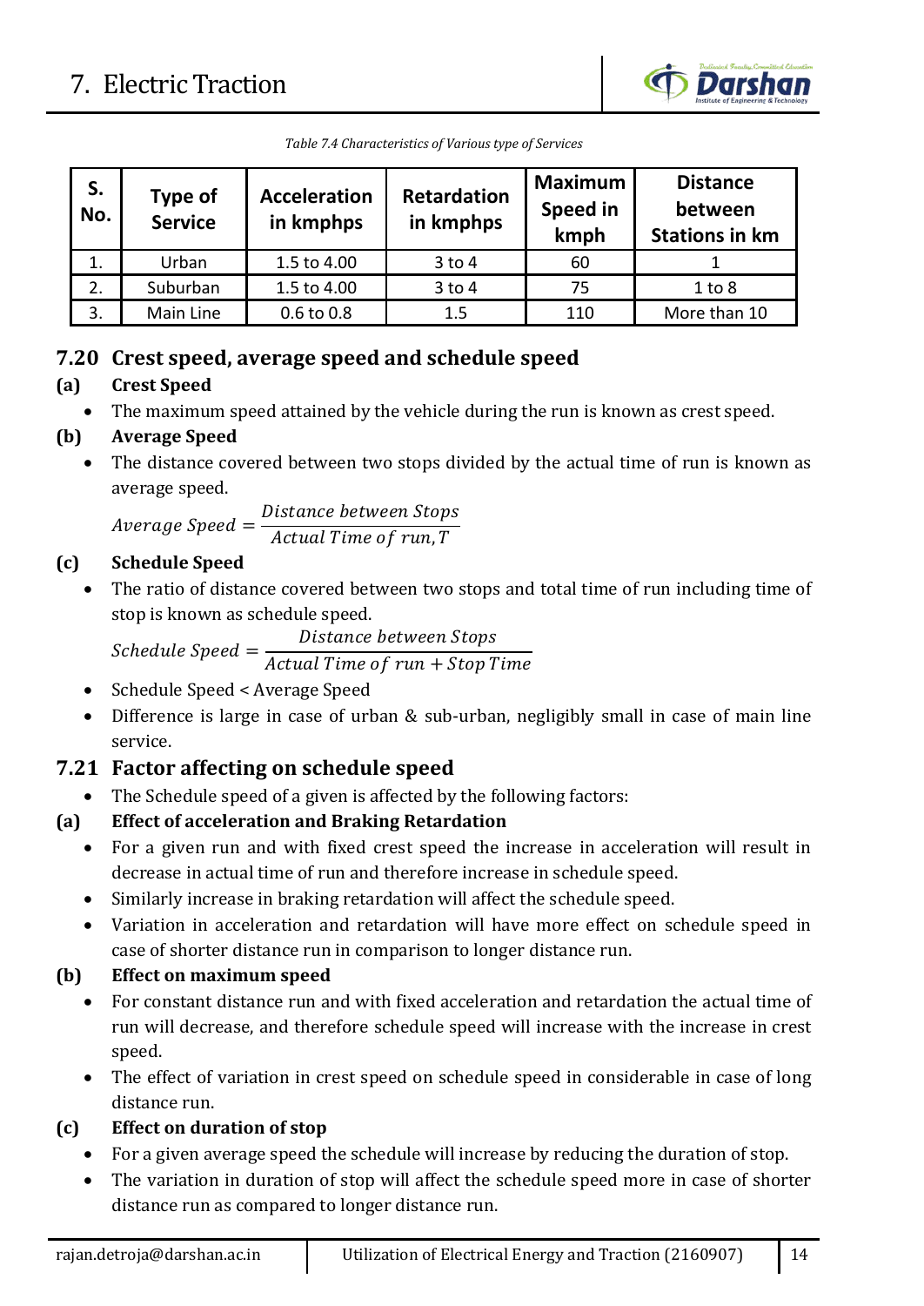*Table 7.4 Characteristics of Various type of Services*

| S. No. | Type of Service | Acceleration in kmphps | Retardation in kmphps | Maximum Speed in kmph | Distance between Stations in km |
|---|---|---|---|---|---|
| 1. | Urban | 1.5 to 4.00 | 3 to 4 | 60 | 1 |
| 2. | Suburban | 1.5 to 4.00 | 3 to 4 | 75 | 1 to 8 |
| 3. | Main Line | 0.6 to 0.8 | 1.5 | 110 | More than 10 |

## 7.20 Crest speed, average speed and schedule speed

### (a) Crest Speed

- The maximum speed attained by the vehicle during the run is known as crest speed.

### (b) Average Speed

- The distance covered between two stops divided by the actual time of run is known as average speed.

$$Average\ Speed = \frac{Distance\ between\ Stops}{Actual\ Time\ of\ run, T}$$

### (c) Schedule Speed

- The ratio of distance covered between two stops and total time of run including time of stop is known as schedule speed.

$$Schedule\ Speed = \frac{Distance\ between\ Stops}{Actual\ Time\ of\ run + Stop\ Time}$$

- Schedule Speed < Average Speed
- Difference is large in case of urban & sub-urban, negligibly small in case of main line service.

## 7.21 Factor affecting on schedule speed

- The Schedule speed of a given is affected by the following factors:

### (a) Effect of acceleration and Braking Retardation

- For a given run and with fixed crest speed the increase in acceleration will result in decrease in actual time of run and therefore increase in schedule speed.
- Similarly increase in braking retardation will affect the schedule speed.
- Variation in acceleration and retardation will have more effect on schedule speed in case of shorter distance run in comparison to longer distance run.

### (b) Effect on maximum speed

- For constant distance run and with fixed acceleration and retardation the actual time of run will decrease, and therefore schedule speed will increase with the increase in crest speed.
- The effect of variation in crest speed on schedule speed in considerable in case of long distance run.

### (c) Effect on duration of stop

- For a given average speed the schedule will increase by reducing the duration of stop.
- The variation in duration of stop will affect the schedule speed more in case of shorter distance run as compared to longer distance run.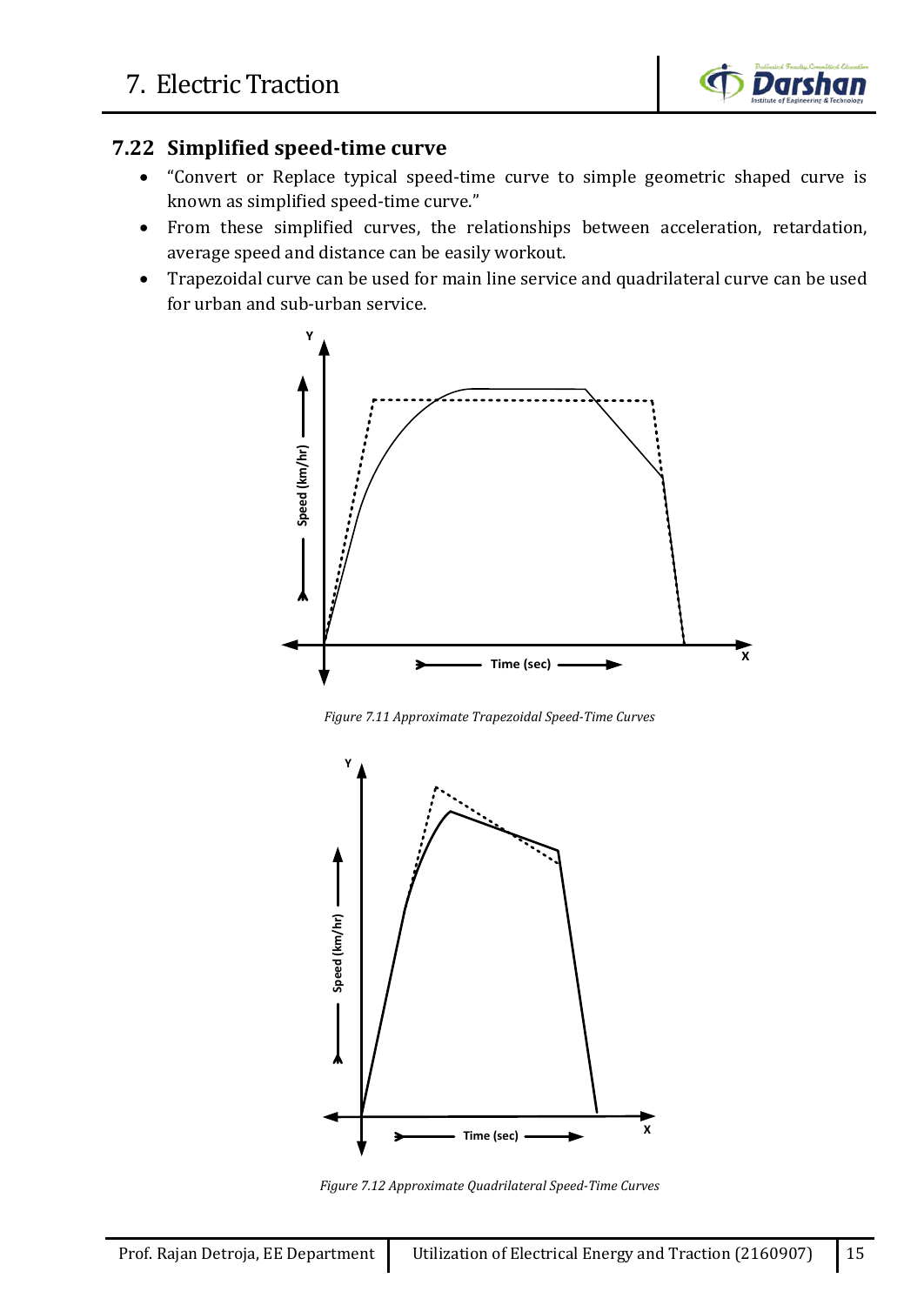## 7.22 Simplified speed-time curve

- "Convert or Replace typical speed-time curve to simple geometric shaped curve is known as simplified speed-time curve."
- From these simplified curves, the relationships between acceleration, retardation, average speed and distance can be easily workout.
- Trapezoidal curve can be used for main line service and quadrilateral curve can be used for urban and sub-urban service.

*Figure 7.11 Approximate Trapezoidal Speed-Time Curves*

*Figure 7.12 Approximate Quadrilateral Speed-Time Curves*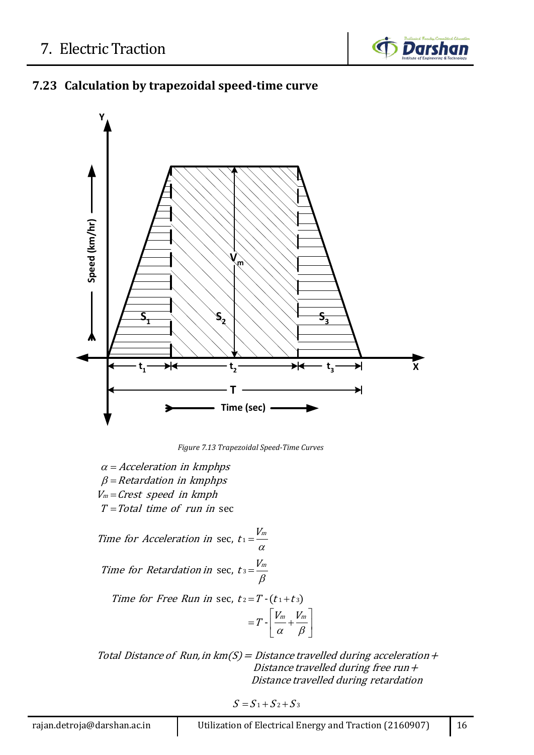## 7.23 Calculation by trapezoidal speed-time curve

*Figure 7.13 Trapezoidal Speed-Time Curves*

$\alpha = Acceleration\ in\ kmphps$

$\beta = Retardation\ in\ kmphps$

$V_m = Crest\ speed\ in\ kmph$

$T = Total\ time\ of\ run\ in$ sec

$$Time\ for\ Acceleration\ in\ \text{sec},\ t_1 = \frac{V_m}{\alpha}$$

$$Time\ for\ Retardation\ in\ \text{sec},\ t_3 = \frac{V_m}{\beta}$$

$$Time\ for\ Free\ Run\ in\ \text{sec},\ t_2 = T - (t_1 + t_3)$$

$$= T - \left[\frac{V_m}{\alpha} + \frac{V_m}{\beta}\right]$$

*Total Distance of Run, in km(S) = Distance travelled during acceleration + Distance travelled during free run + Distance travelled during retardation*

$$S = S_1 + S_2 + S_3$$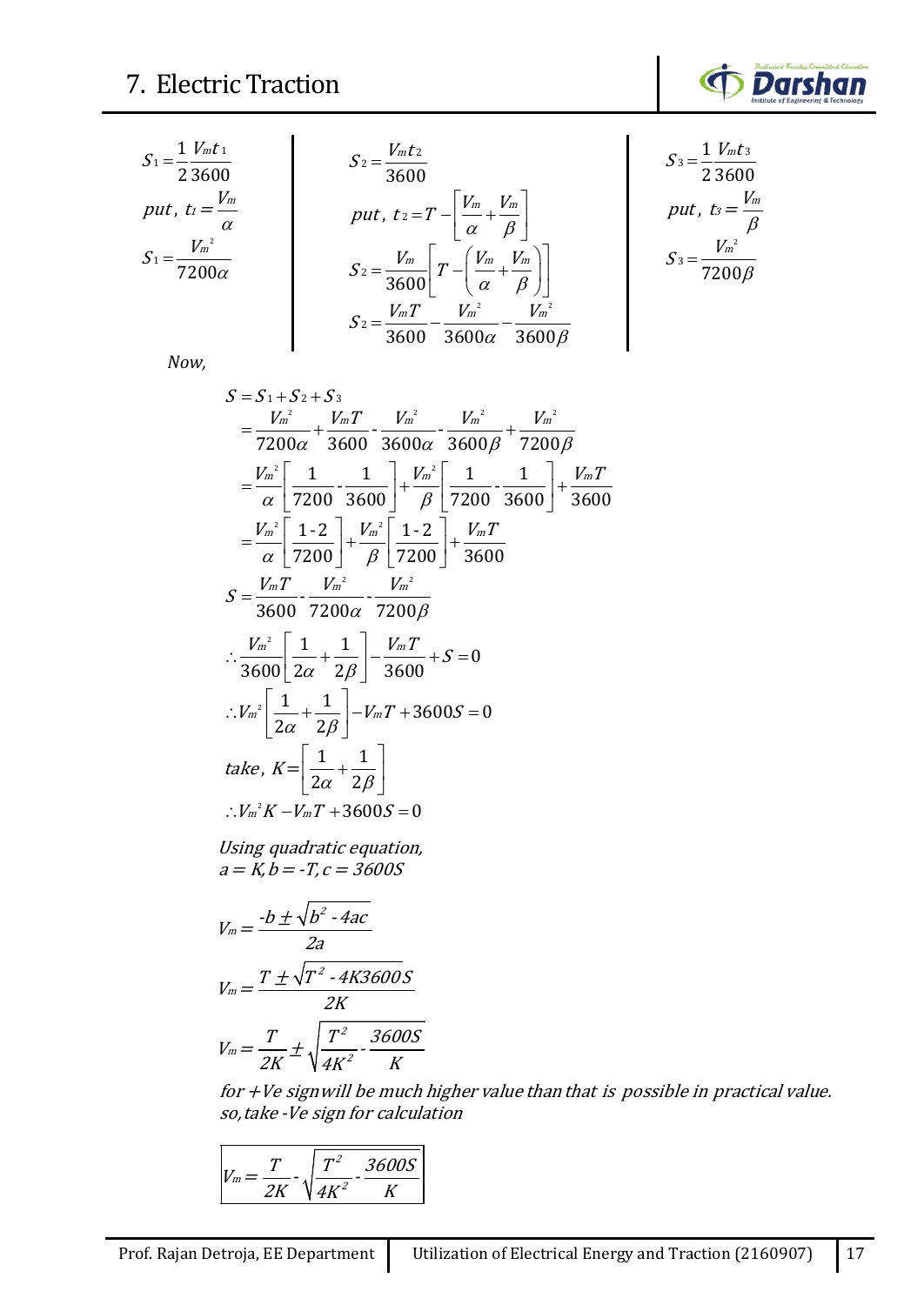$$S_1 = \frac{1}{2}\frac{V_m t_1}{3600}$$

$$put,\ t_1 = \frac{V_m}{\alpha}$$

$$S_1 = \frac{V_m^2}{7200\alpha}$$

$$S_2 = \frac{V_m t_2}{3600}$$

$$put,\ t_2 = T - \left[\frac{V_m}{\alpha} + \frac{V_m}{\beta}\right]$$

$$S_2 = \frac{V_m}{3600}\left[T - \left(\frac{V_m}{\alpha} + \frac{V_m}{\beta}\right)\right]$$

$$S_2 = \frac{V_m T}{3600} - \frac{V_m^2}{3600\alpha} - \frac{V_m^2}{3600\beta}$$

$$S_3 = \frac{1}{2}\frac{V_m t_3}{3600}$$

$$put,\ t_3 = \frac{V_m}{\beta}$$

$$S_3 = \frac{V_m^2}{7200\beta}$$

*Now,*

$$S = S_1 + S_2 + S_3$$

$$= \frac{V_m^2}{7200\alpha} + \frac{V_m T}{3600} - \frac{V_m^2}{3600\alpha} - \frac{V_m^2}{3600\beta} + \frac{V_m^2}{7200\beta}$$

$$= \frac{V_m^2}{\alpha}\left[\frac{1}{7200} - \frac{1}{3600}\right] + \frac{V_m^2}{\beta}\left[\frac{1}{7200} - \frac{1}{3600}\right] + \frac{V_m T}{3600}$$

$$= \frac{V_m^2}{\alpha}\left[\frac{1-2}{7200}\right] + \frac{V_m^2}{\beta}\left[\frac{1-2}{7200}\right] + \frac{V_m T}{3600}$$

$$S = \frac{V_m T}{3600} - \frac{V_m^2}{7200\alpha} - \frac{V_m^2}{7200\beta}$$

$$\therefore \frac{V_m^2}{3600}\left[\frac{1}{2\alpha} + \frac{1}{2\beta}\right] - \frac{V_m T}{3600} + S = 0$$

$$\therefore V_m^2\left[\frac{1}{2\alpha} + \frac{1}{2\beta}\right] - V_m T + 3600S = 0$$

$$take,\ K = \left[\frac{1}{2\alpha} + \frac{1}{2\beta}\right]$$

$$\therefore V_m^2 K - V_m T + 3600S = 0$$

*Using quadratic equation,*
*a = K, b = -T, c = 3600S*

$$V_m = \frac{-b \pm \sqrt{b^2 - 4ac}}{2a}$$

$$V_m = \frac{T \pm \sqrt{T^2 - 4K3600S}}{2K}$$

$$V_m = \frac{T}{2K} \pm \sqrt{\frac{T^2}{4K^2} - \frac{3600S}{K}}$$

*for +Ve sign will be much higher value than that is possible in practical value. so, take -Ve sign for calculation*

$$\boxed{V_m = \frac{T}{2K} - \sqrt{\frac{T^2}{4K^2} - \frac{3600S}{K}}}$$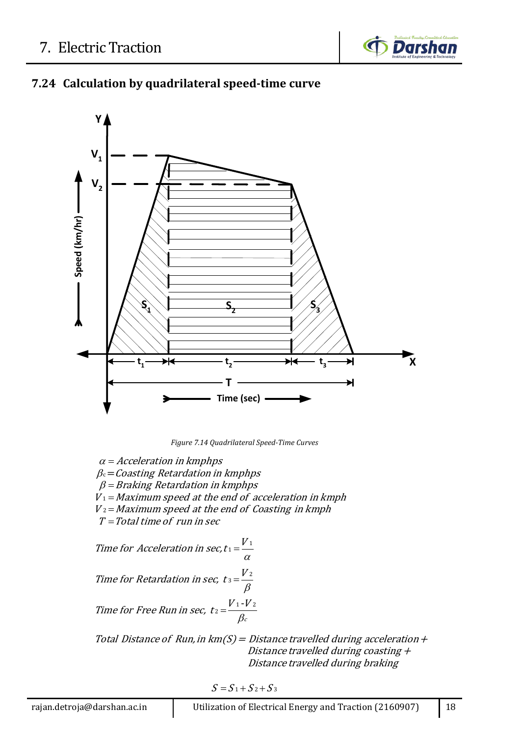## 7.24 Calculation by quadrilateral speed-time curve

*Figure 7.14 Quadrilateral Speed-Time Curves*

$\alpha$ = *Acceleration in kmphps*

$\beta_c$ = *Coasting Retardation in kmphps*

$\beta$ = *Braking Retardation in kmphps*

$V_1$ = *Maximum speed at the end of acceleration in kmph*

$V_2$ = *Maximum speed at the end of Coasting in kmph*

$T$ = *Total time of run in sec*

*Time for Acceleration in sec,* $t_1 = \dfrac{V_1}{\alpha}$

*Time for Retardation in sec,* $t_3 = \dfrac{V_2}{\beta}$

*Time for Free Run in sec,* $t_2 = \dfrac{V_1 - V_2}{\beta_c}$

*Total Distance of Run, in km(S) = Distance travelled during acceleration + Distance travelled during coasting + Distance travelled during braking*

$$S = S_1 + S_2 + S_3$$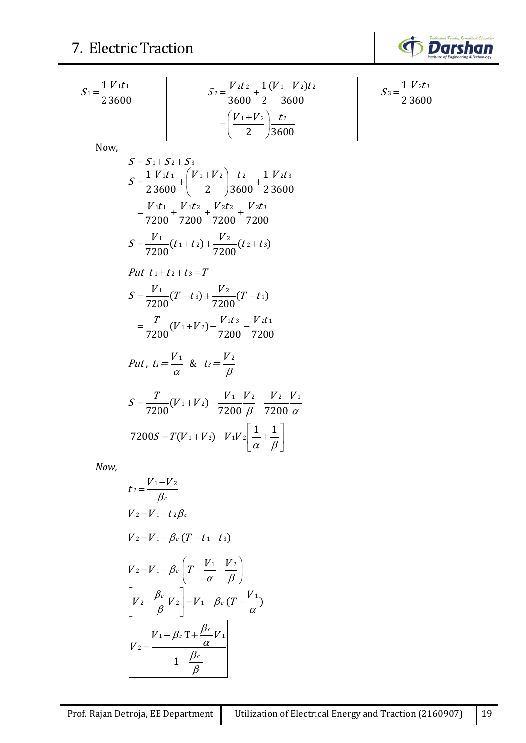$$S_1 = \frac{1}{2}\frac{V_1 t_1}{3600}$$

$$S_2 = \frac{V_2 t_2}{3600} + \frac{1}{2}\frac{(V_1 - V_2)t_2}{3600}$$

$$= \left(\frac{V_1 + V_2}{2}\right)\frac{t_2}{3600}$$

$$S_3 = \frac{1}{2}\frac{V_2 t_3}{3600}$$

Now,

$$S = S_1 + S_2 + S_3$$

$$S = \frac{1}{2}\frac{V_1 t_1}{3600} + \left(\frac{V_1 + V_2}{2}\right)\frac{t_2}{3600} + \frac{1}{2}\frac{V_2 t_3}{3600}$$

$$= \frac{V_1 t_1}{7200} + \frac{V_1 t_2}{7200} + \frac{V_2 t_2}{7200} + \frac{V_2 t_3}{7200}$$

$$S = \frac{V_1}{7200}(t_1 + t_2) + \frac{V_2}{7200}(t_2 + t_3)$$

$$Put\ t_1 + t_2 + t_3 = T$$

$$S = \frac{V_1}{7200}(T - t_3) + \frac{V_2}{7200}(T - t_1)$$

$$= \frac{T}{7200}(V_1 + V_2) - \frac{V_1 t_3}{7200} - \frac{V_2 t_1}{7200}$$

$$Put,\ t_1 = \frac{V_1}{\alpha}\ \ \&\ \ t_3 = \frac{V_2}{\beta}$$

$$S = \frac{T}{7200}(V_1 + V_2) - \frac{V_1}{7200}\frac{V_2}{\beta} - \frac{V_2}{7200}\frac{V_1}{\alpha}$$

$$\boxed{7200S = T(V_1 + V_2) - V_1 V_2\left[\frac{1}{\alpha} + \frac{1}{\beta}\right]}$$

*Now,*

$$t_2 = \frac{V_1 - V_2}{\beta_c}$$

$$V_2 = V_1 - t_2 \beta_c$$

$$V_2 = V_1 - \beta_c (T - t_1 - t_3)$$

$$V_2 = V_1 - \beta_c\left(T - \frac{V_1}{\alpha} - \frac{V_2}{\beta}\right)$$

$$\left[V_2 - \frac{\beta_c}{\beta}V_2\right] = V_1 - \beta_c\left(T - \frac{V_1}{\alpha}\right)$$

$$\boxed{V_2 = \frac{V_1 - \beta_c \mathrm{T} + \frac{\beta_c}{\alpha}V_1}{1 - \frac{\beta_c}{\beta}}}$$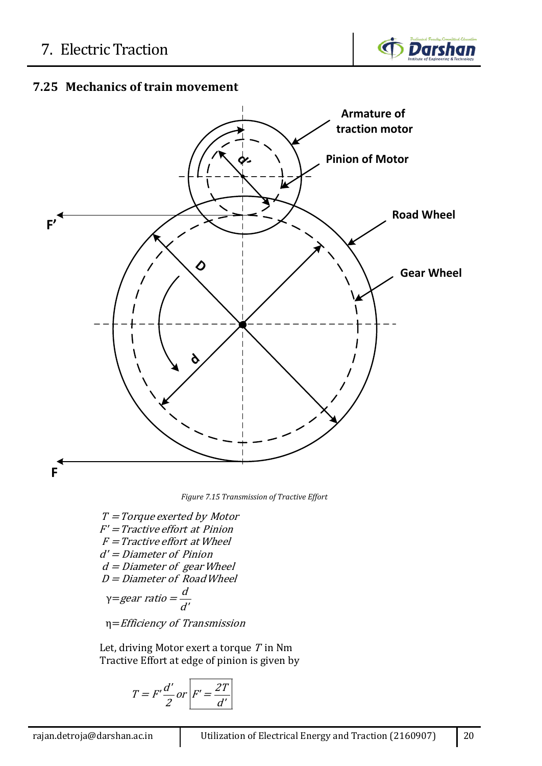## 7.25 Mechanics of train movement

*Figure 7.15 Transmission of Tractive Effort*

$T = \text{Torque exerted by Motor}$

$F' = \text{Tractive effort at Pinion}$

$F = \text{Tractive effort at Wheel}$

$d' = \text{Diameter of Pinion}$

$d = \text{Diameter of gear Wheel}$

$D = \text{Diameter of Road Wheel}$

$$\gamma = \text{gear ratio} = \frac{d}{d'}$$

$\eta = \text{Efficiency of Transmission}$

Let, driving Motor exert a torque $T$ in Nm

Tractive Effort at edge of pinion is given by

$$T = F'\frac{d'}{2} \text{ or } \boxed{F' = \frac{2T}{d'}}$$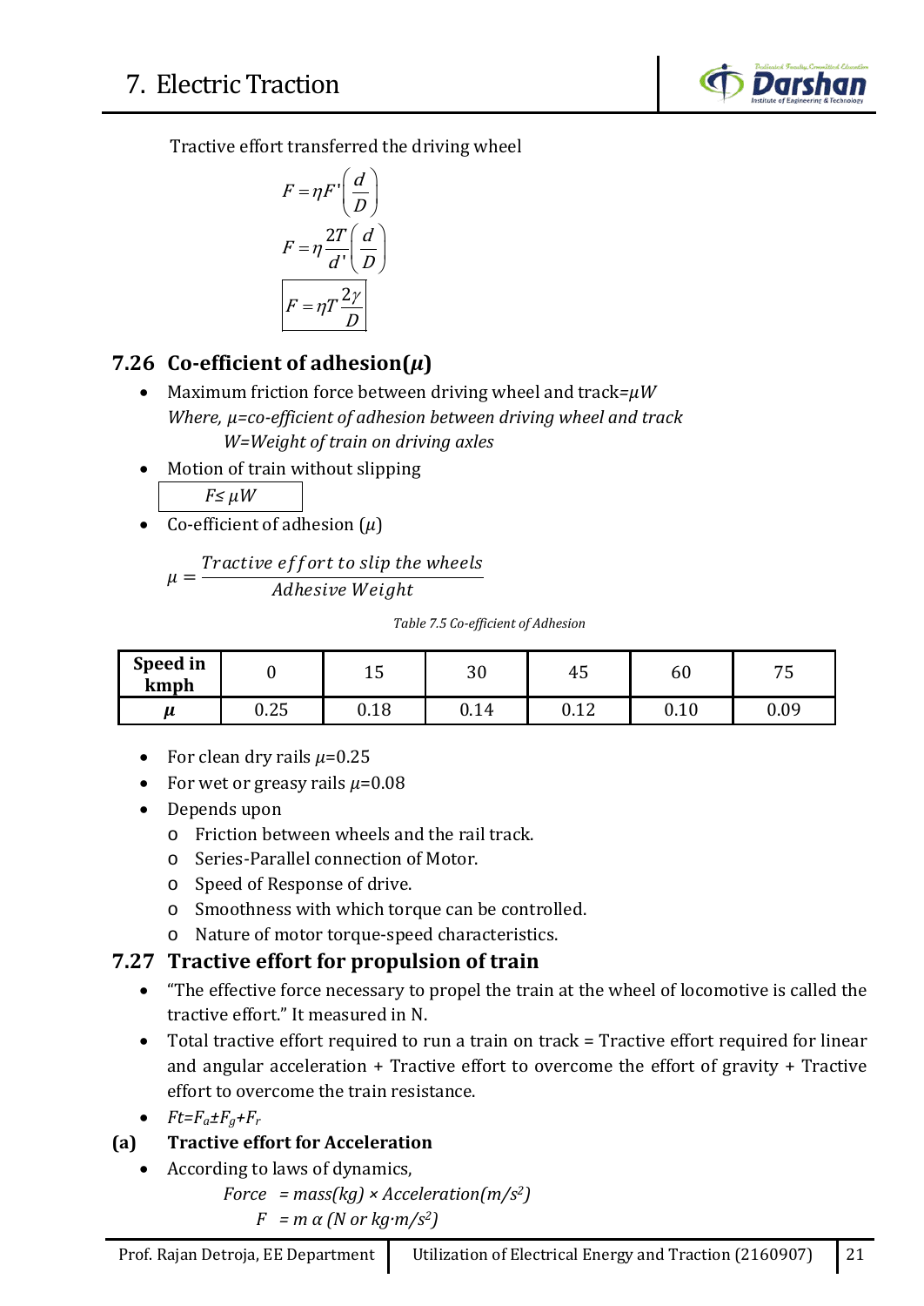Tractive effort transferred the driving wheel

$$F = \eta F'\left(\frac{d}{D}\right)$$

$$F = \eta \frac{2T}{d'}\left(\frac{d}{D}\right)$$

$$\boxed{F = \eta T \frac{2\gamma}{D}}$$

## 7.26 Co-efficient of adhesion($\mu$)

- Maximum friction force between driving wheel and track=$\mu W$
  *Where, $\mu$=co-efficient of adhesion between driving wheel and track*
  *W=Weight of train on driving axles*
- Motion of train without slipping

$$\boxed{F \leq \mu W}$$

- Co-efficient of adhesion ($\mu$)

$$\mu = \frac{Tractive\ effort\ to\ slip\ the\ wheels}{Adhesive\ Weight}$$

*Table 7.5 Co-efficient of Adhesion*

| **Speed in kmph** | 0 | 15 | 30 | 45 | 60 | 75 |
|---|---|---|---|---|---|---|
| $\mu$ | 0.25 | 0.18 | 0.14 | 0.12 | 0.10 | 0.09 |

- For clean dry rails $\mu$=0.25
- For wet or greasy rails $\mu$=0.08
- Depends upon
  - Friction between wheels and the rail track.
  - Series-Parallel connection of Motor.
  - Speed of Response of drive.
  - Smoothness with which torque can be controlled.
  - Nature of motor torque-speed characteristics.

## 7.27 Tractive effort for propulsion of train

- "The effective force necessary to propel the train at the wheel of locomotive is called the tractive effort." It measured in N.
- Total tractive effort required to run a train on track = Tractive effort required for linear and angular acceleration + Tractive effort to overcome the effort of gravity + Tractive effort to overcome the train resistance.
- $Ft=F_a \pm F_g + F_r$

### (a) Tractive effort for Acceleration

- According to laws of dynamics,

  *Force = mass(kg) × Acceleration(m/s²)*

  $F = m\ \alpha$ (N or kg·m/s²)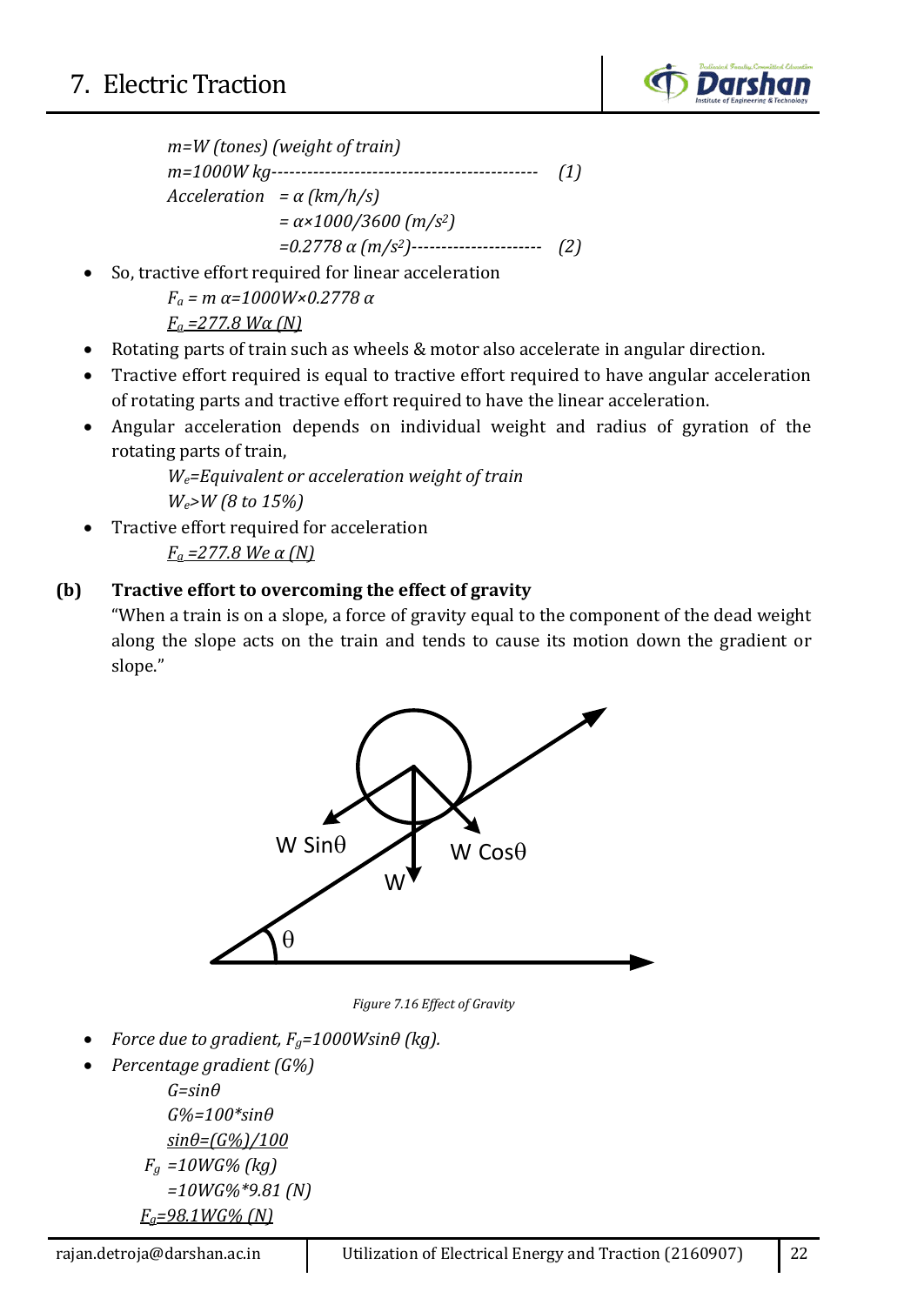$m = W$ (tones) (weight of train)

$m = 1000W$ kg---------------------------------------------- (1)

Acceleration $= \alpha$ (km/h/s)

$= \alpha \times 1000/3600$ (m/s$^2$)

$= 0.2778\ \alpha$ (m/s$^2$)---------------------- (2)

- So, tractive effort required for linear acceleration

  $F_a = m\ \alpha = 1000W \times 0.2778\ \alpha$

  $F_a = 277.8\ W\alpha$ (N)

- Rotating parts of train such as wheels & motor also accelerate in angular direction.
- Tractive effort required is equal to tractive effort required to have angular acceleration of rotating parts and tractive effort required to have the linear acceleration.
- Angular acceleration depends on individual weight and radius of gyration of the rotating parts of train,

  $W_e$=Equivalent or acceleration weight of train

  $W_e > W$ (8 to 15%)

- Tractive effort required for acceleration

  $F_a = 277.8\ W_e\ \alpha$ (N)

**(b) Tractive effort to overcoming the effect of gravity**

"When a train is on a slope, a force of gravity equal to the component of the dead weight along the slope acts on the train and tends to cause its motion down the gradient or slope."

*Figure 7.16 Effect of Gravity*

- *Force due to gradient,* $F_g = 1000W\sin\theta$ *(kg).*
- *Percentage gradient (G%)*

  $G = \sin\theta$

  $G\% = 100 * \sin\theta$

  $\sin\theta = (G\%)/100$

  $F_g = 10WG\%$ (kg)

  $= 10WG\% * 9.81$ (N)

  $F_g = 98.1WG\%$ (N)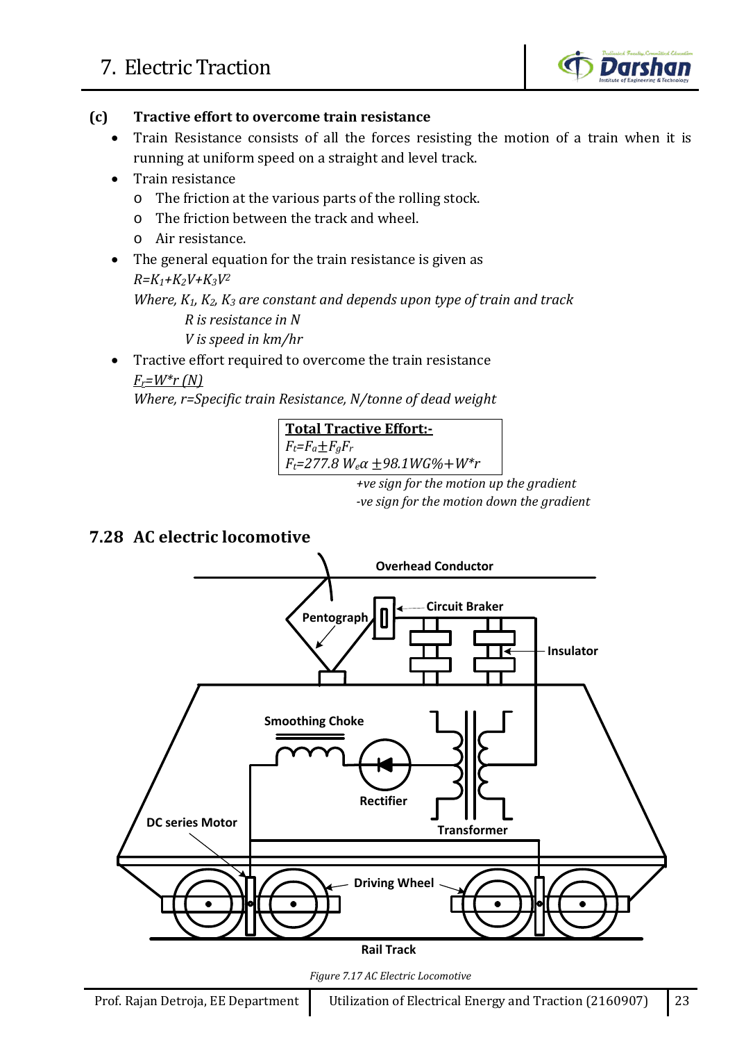### (c) Tractive effort to overcome train resistance

- Train Resistance consists of all the forces resisting the motion of a train when it is running at uniform speed on a straight and level track.
- Train resistance
    - The friction at the various parts of the rolling stock.
    - The friction between the track and wheel.
    - Air resistance.
- The general equation for the train resistance is given as

  $R=K_1+K_2V+K_3V^2$

  *Where, $K_1$, $K_2$, $K_3$ are constant and depends upon type of train and track*

  *R is resistance in N*

  *V is speed in km/hr*
- Tractive effort required to overcome the train resistance

  $F_r=W*r\ (N)$

  *Where, r=Specific train Resistance, N/tonne of dead weight*

**Total Tractive Effort:-**

$F_t=F_a \pm F_g F_r$

$F_t=277.8\ W_e\alpha \pm 98.1WG\%+W*r$

*+ve sign for the motion up the gradient*

*-ve sign for the motion down the gradient*

## 7.28 AC electric locomotive

*Figure 7.17 AC Electric Locomotive*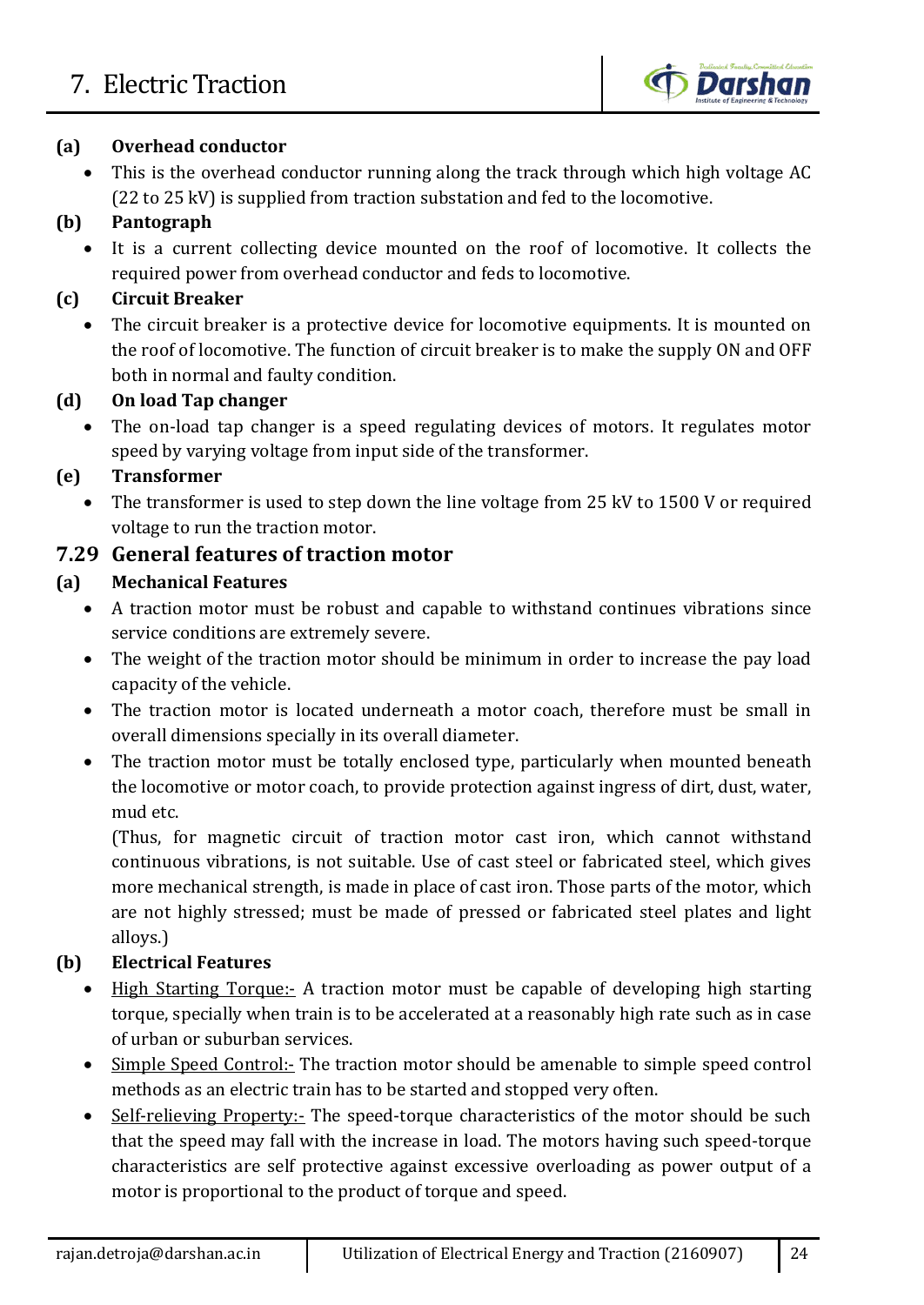**(a) Overhead conductor**

- This is the overhead conductor running along the track through which high voltage AC (22 to 25 kV) is supplied from traction substation and fed to the locomotive.

**(b) Pantograph**

- It is a current collecting device mounted on the roof of locomotive. It collects the required power from overhead conductor and feds to locomotive.

**(c) Circuit Breaker**

- The circuit breaker is a protective device for locomotive equipments. It is mounted on the roof of locomotive. The function of circuit breaker is to make the supply ON and OFF both in normal and faulty condition.

**(d) On load Tap changer**

- The on-load tap changer is a speed regulating devices of motors. It regulates motor speed by varying voltage from input side of the transformer.

**(e) Transformer**

- The transformer is used to step down the line voltage from 25 kV to 1500 V or required voltage to run the traction motor.

## 7.29 General features of traction motor

**(a) Mechanical Features**

- A traction motor must be robust and capable to withstand continues vibrations since service conditions are extremely severe.
- The weight of the traction motor should be minimum in order to increase the pay load capacity of the vehicle.
- The traction motor is located underneath a motor coach, therefore must be small in overall dimensions specially in its overall diameter.
- The traction motor must be totally enclosed type, particularly when mounted beneath the locomotive or motor coach, to provide protection against ingress of dirt, dust, water, mud etc.

  (Thus, for magnetic circuit of traction motor cast iron, which cannot withstand continuous vibrations, is not suitable. Use of cast steel or fabricated steel, which gives more mechanical strength, is made in place of cast iron. Those parts of the motor, which are not highly stressed; must be made of pressed or fabricated steel plates and light alloys.)

**(b) Electrical Features**

- High Starting Torque:- A traction motor must be capable of developing high starting torque, specially when train is to be accelerated at a reasonably high rate such as in case of urban or suburban services.
- Simple Speed Control:- The traction motor should be amenable to simple speed control methods as an electric train has to be started and stopped very often.
- Self-relieving Property:- The speed-torque characteristics of the motor should be such that the speed may fall with the increase in load. The motors having such speed-torque characteristics are self protective against excessive overloading as power output of a motor is proportional to the product of torque and speed.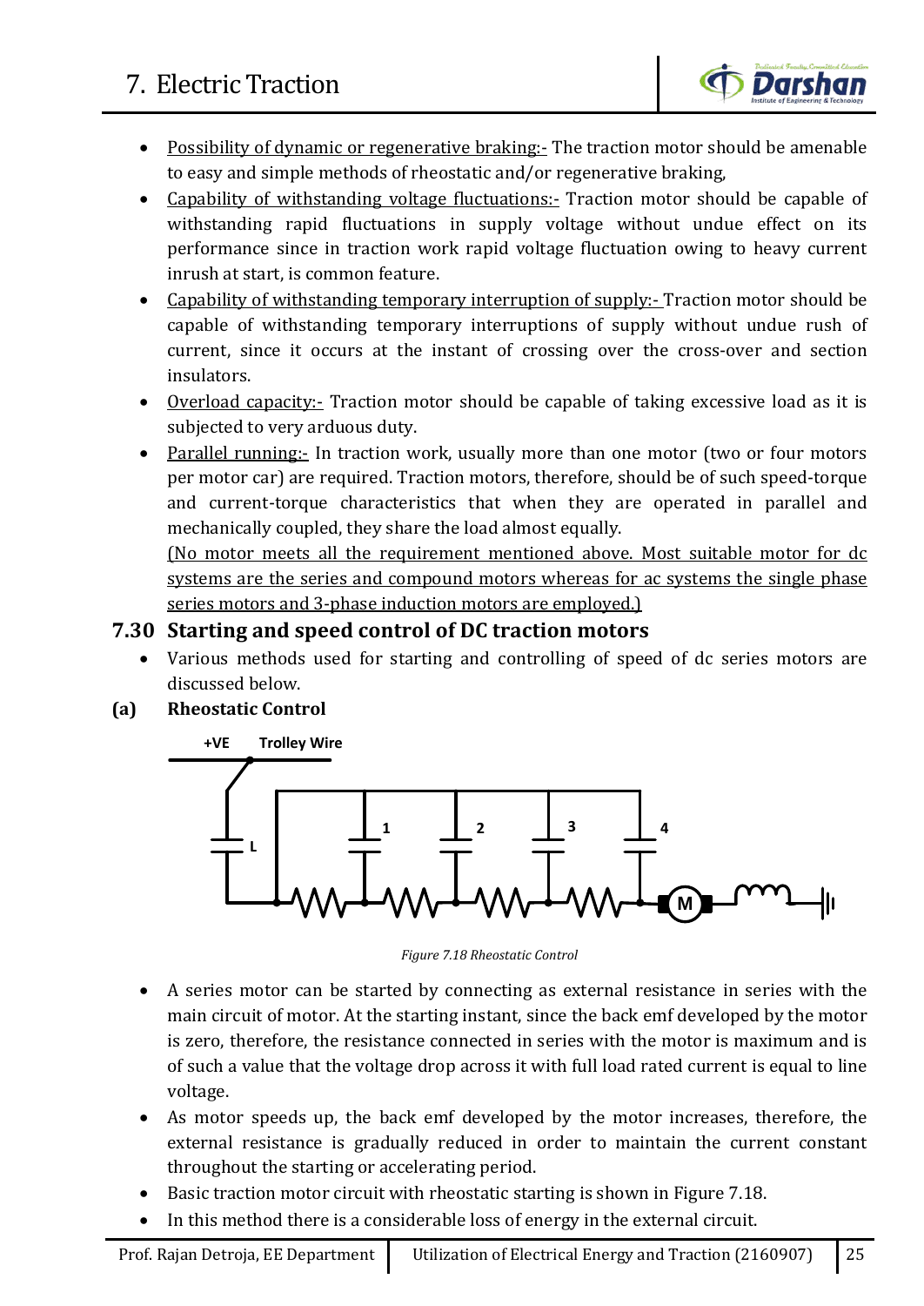- Possibility of dynamic or regenerative braking:- The traction motor should be amenable to easy and simple methods of rheostatic and/or regenerative braking,
- Capability of withstanding voltage fluctuations:- Traction motor should be capable of withstanding rapid fluctuations in supply voltage without undue effect on its performance since in traction work rapid voltage fluctuation owing to heavy current inrush at start, is common feature.
- Capability of withstanding temporary interruption of supply:- Traction motor should be capable of withstanding temporary interruptions of supply without undue rush of current, since it occurs at the instant of crossing over the cross-over and section insulators.
- Overload capacity:- Traction motor should be capable of taking excessive load as it is subjected to very arduous duty.
- Parallel running:- In traction work, usually more than one motor (two or four motors per motor car) are required. Traction motors, therefore, should be of such speed-torque and current-torque characteristics that when they are operated in parallel and mechanically coupled, they share the load almost equally.

  (No motor meets all the requirement mentioned above. Most suitable motor for dc systems are the series and compound motors whereas for ac systems the single phase series motors and 3-phase induction motors are employed.)

## 7.30 Starting and speed control of DC traction motors

- Various methods used for starting and controlling of speed of dc series motors are discussed below.

### (a) Rheostatic Control

*Figure 7.18 Rheostatic Control*

- A series motor can be started by connecting as external resistance in series with the main circuit of motor. At the starting instant, since the back emf developed by the motor is zero, therefore, the resistance connected in series with the motor is maximum and is of such a value that the voltage drop across it with full load rated current is equal to line voltage.
- As motor speeds up, the back emf developed by the motor increases, therefore, the external resistance is gradually reduced in order to maintain the current constant throughout the starting or accelerating period.
- Basic traction motor circuit with rheostatic starting is shown in Figure 7.18.
- In this method there is a considerable loss of energy in the external circuit.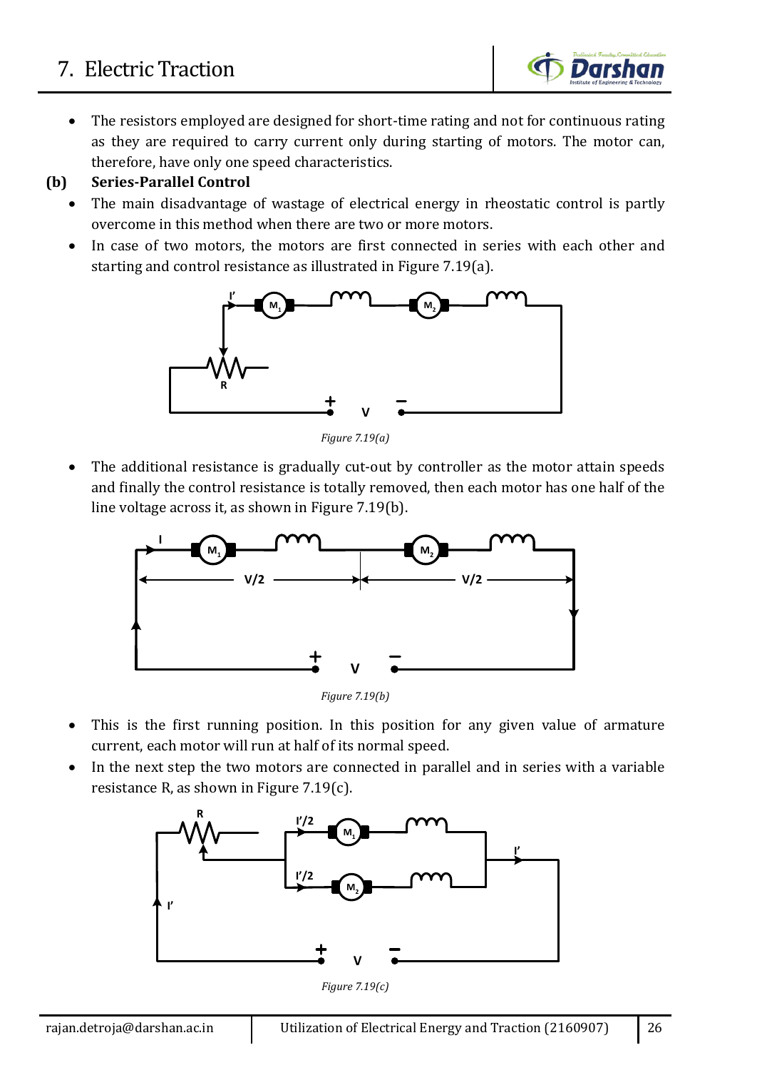- The resistors employed are designed for short-time rating and not for continuous rating as they are required to carry current only during starting of motors. The motor can, therefore, have only one speed characteristics.

**(b) Series-Parallel Control**

- The main disadvantage of wastage of electrical energy in rheostatic control is partly overcome in this method when there are two or more motors.
- In case of two motors, the motors are first connected in series with each other and starting and control resistance as illustrated in Figure 7.19(a).

*Figure 7.19(a)*

- The additional resistance is gradually cut-out by controller as the motor attain speeds and finally the control resistance is totally removed, then each motor has one half of the line voltage across it, as shown in Figure 7.19(b).

*Figure 7.19(b)*

- This is the first running position. In this position for any given value of armature current, each motor will run at half of its normal speed.
- In the next step the two motors are connected in parallel and in series with a variable resistance R, as shown in Figure 7.19(c).

*Figure 7.19(c)*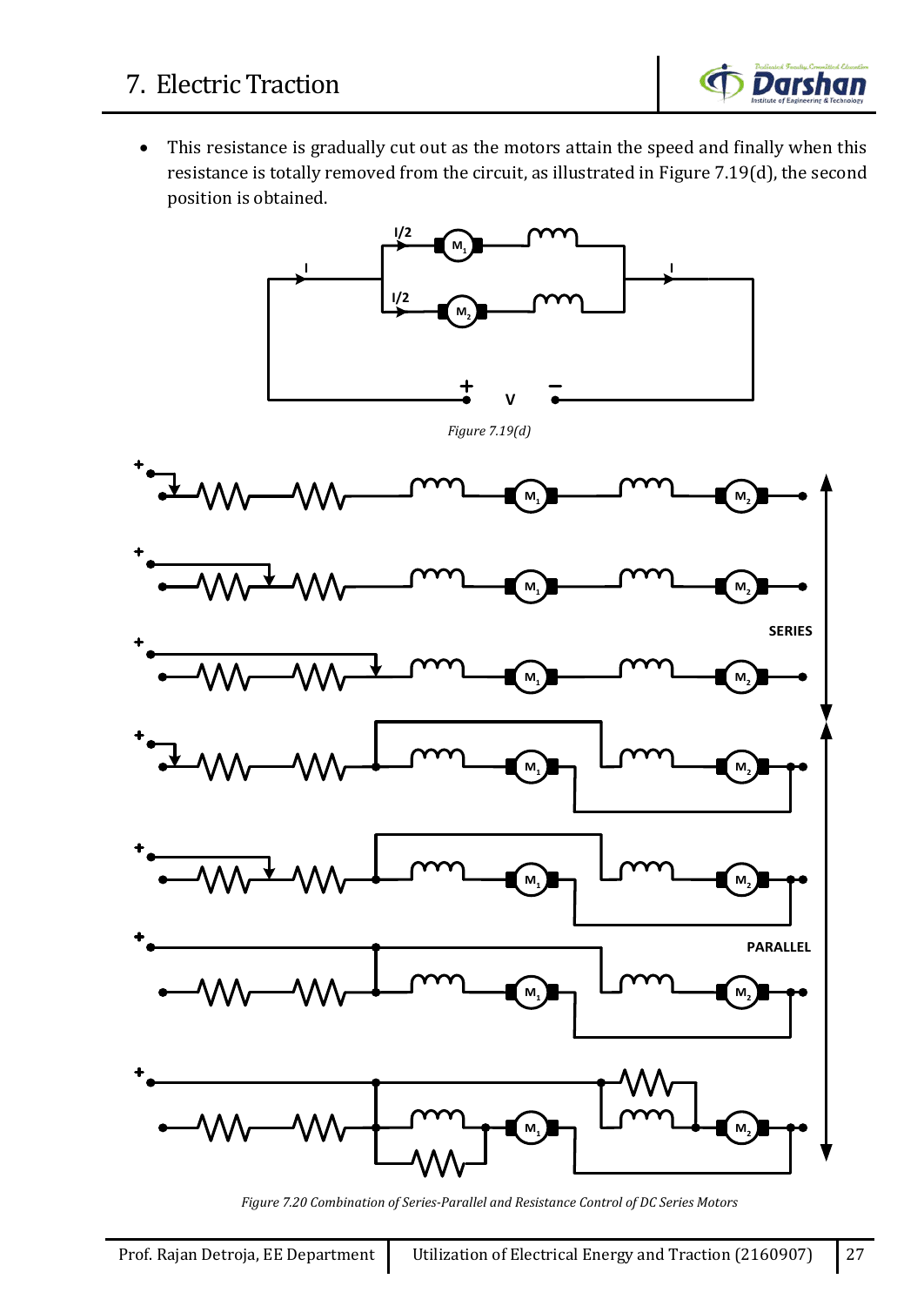- This resistance is gradually cut out as the motors attain the speed and finally when this resistance is totally removed from the circuit, as illustrated in Figure 7.19(d), the second position is obtained.

*Figure 7.19(d)*

*Figure 7.20 Combination of Series-Parallel and Resistance Control of DC Series Motors*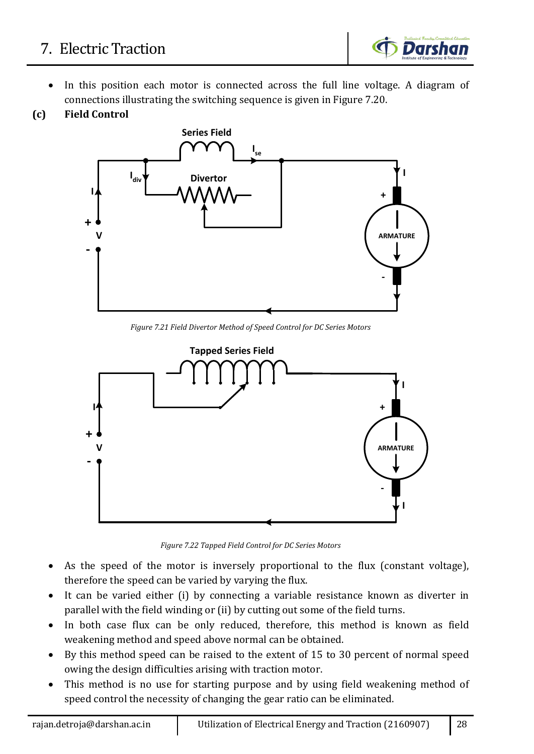- In this position each motor is connected across the full line voltage. A diagram of connections illustrating the switching sequence is given in Figure 7.20.

**(c) Field Control**

*Figure 7.21 Field Divertor Method of Speed Control for DC Series Motors*

*Figure 7.22 Tapped Field Control for DC Series Motors*

- As the speed of the motor is inversely proportional to the flux (constant voltage), therefore the speed can be varied by varying the flux.
- It can be varied either (i) by connecting a variable resistance known as diverter in parallel with the field winding or (ii) by cutting out some of the field turns.
- In both case flux can be only reduced, therefore, this method is known as field weakening method and speed above normal can be obtained.
- By this method speed can be raised to the extent of 15 to 30 percent of normal speed owing the design difficulties arising with traction motor.
- This method is no use for starting purpose and by using field weakening method of speed control the necessity of changing the gear ratio can be eliminated.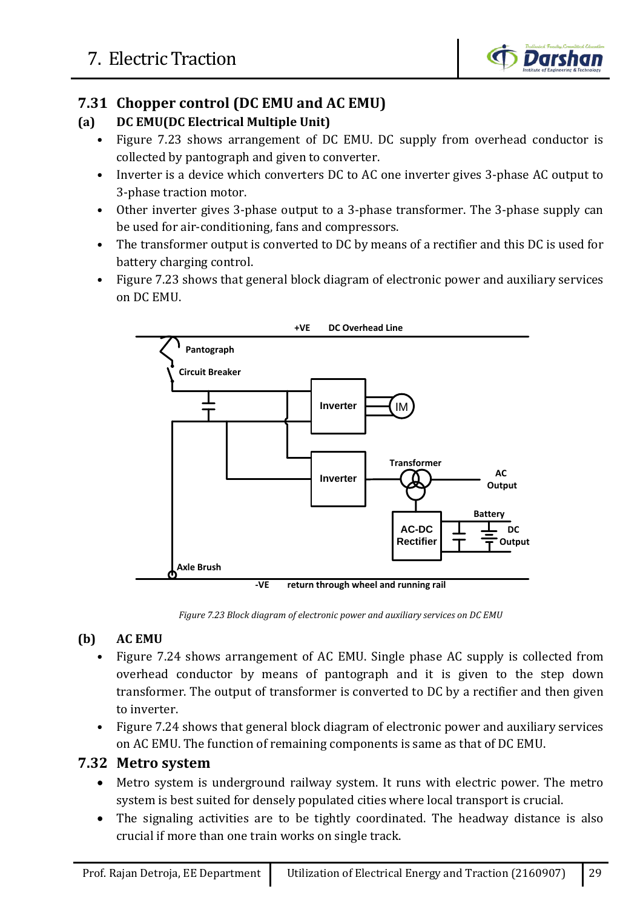## 7.31 Chopper control (DC EMU and AC EMU)

### (a) DC EMU(DC Electrical Multiple Unit)

- Figure 7.23 shows arrangement of DC EMU. DC supply from overhead conductor is collected by pantograph and given to converter.
- Inverter is a device which converters DC to AC one inverter gives 3-phase AC output to 3-phase traction motor.
- Other inverter gives 3-phase output to a 3-phase transformer. The 3-phase supply can be used for air-conditioning, fans and compressors.
- The transformer output is converted to DC by means of a rectifier and this DC is used for battery charging control.
- Figure 7.23 shows that general block diagram of electronic power and auxiliary services on DC EMU.

+VE DC Overhead Line

Pantograph

Circuit Breaker

Inverter

IM

Inverter

Transformer

AC Output

Battery

AC-DC Rectifier

DC Output

Axle Brush

-VE return through wheel and running rail

*Figure 7.23 Block diagram of electronic power and auxiliary services on DC EMU*

### (b) AC EMU

- Figure 7.24 shows arrangement of AC EMU. Single phase AC supply is collected from overhead conductor by means of pantograph and it is given to the step down transformer. The output of transformer is converted to DC by a rectifier and then given to inverter.
- Figure 7.24 shows that general block diagram of electronic power and auxiliary services on AC EMU. The function of remaining components is same as that of DC EMU.

## 7.32 Metro system

- Metro system is underground railway system. It runs with electric power. The metro system is best suited for densely populated cities where local transport is crucial.
- The signaling activities are to be tightly coordinated. The headway distance is also crucial if more than one train works on single track.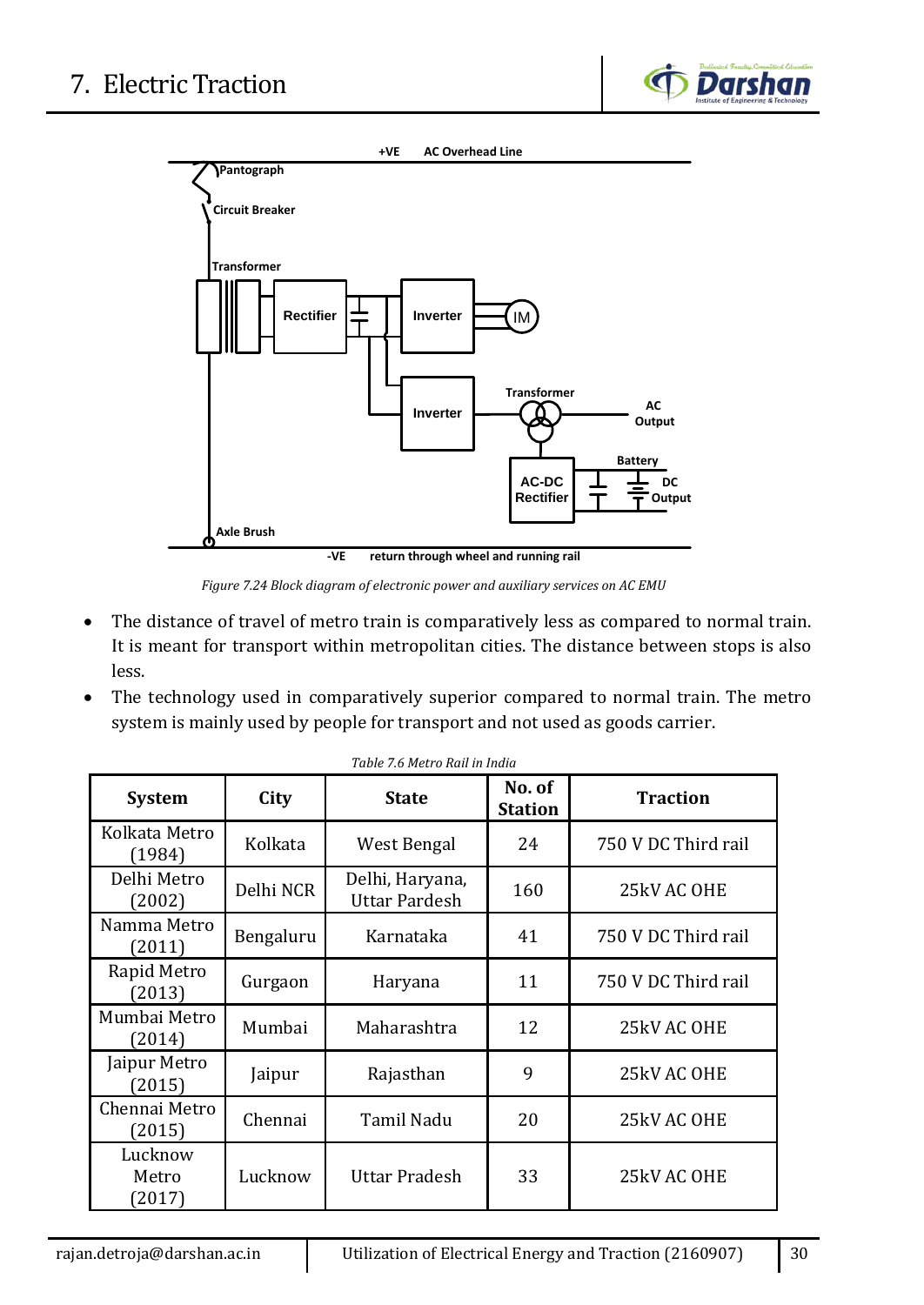+VE AC Overhead Line

Pantograph

Circuit Breaker

Transformer

Rectifier

Inverter

IM

Inverter

Transformer

AC Output

Battery

AC-DC Rectifier

DC Output

Axle Brush

-VE return through wheel and running rail

*Figure 7.24 Block diagram of electronic power and auxiliary services on AC EMU*

- The distance of travel of metro train is comparatively less as compared to normal train. It is meant for transport within metropolitan cities. The distance between stops is also less.
- The technology used in comparatively superior compared to normal train. The metro system is mainly used by people for transport and not used as goods carrier.

*Table 7.6 Metro Rail in India*

| System | City | State | No. of Station | Traction |
|---|---|---|---|---|
| Kolkata Metro (1984) | Kolkata | West Bengal | 24 | 750 V DC Third rail |
| Delhi Metro (2002) | Delhi NCR | Delhi, Haryana, Uttar Pardesh | 160 | 25kV AC OHE |
| Namma Metro (2011) | Bengaluru | Karnataka | 41 | 750 V DC Third rail |
| Rapid Metro (2013) | Gurgaon | Haryana | 11 | 750 V DC Third rail |
| Mumbai Metro (2014) | Mumbai | Maharashtra | 12 | 25kV AC OHE |
| Jaipur Metro (2015) | Jaipur | Rajasthan | 9 | 25kV AC OHE |
| Chennai Metro (2015) | Chennai | Tamil Nadu | 20 | 25kV AC OHE |
| Lucknow Metro (2017) | Lucknow | Uttar Pradesh | 33 | 25kV AC OHE |